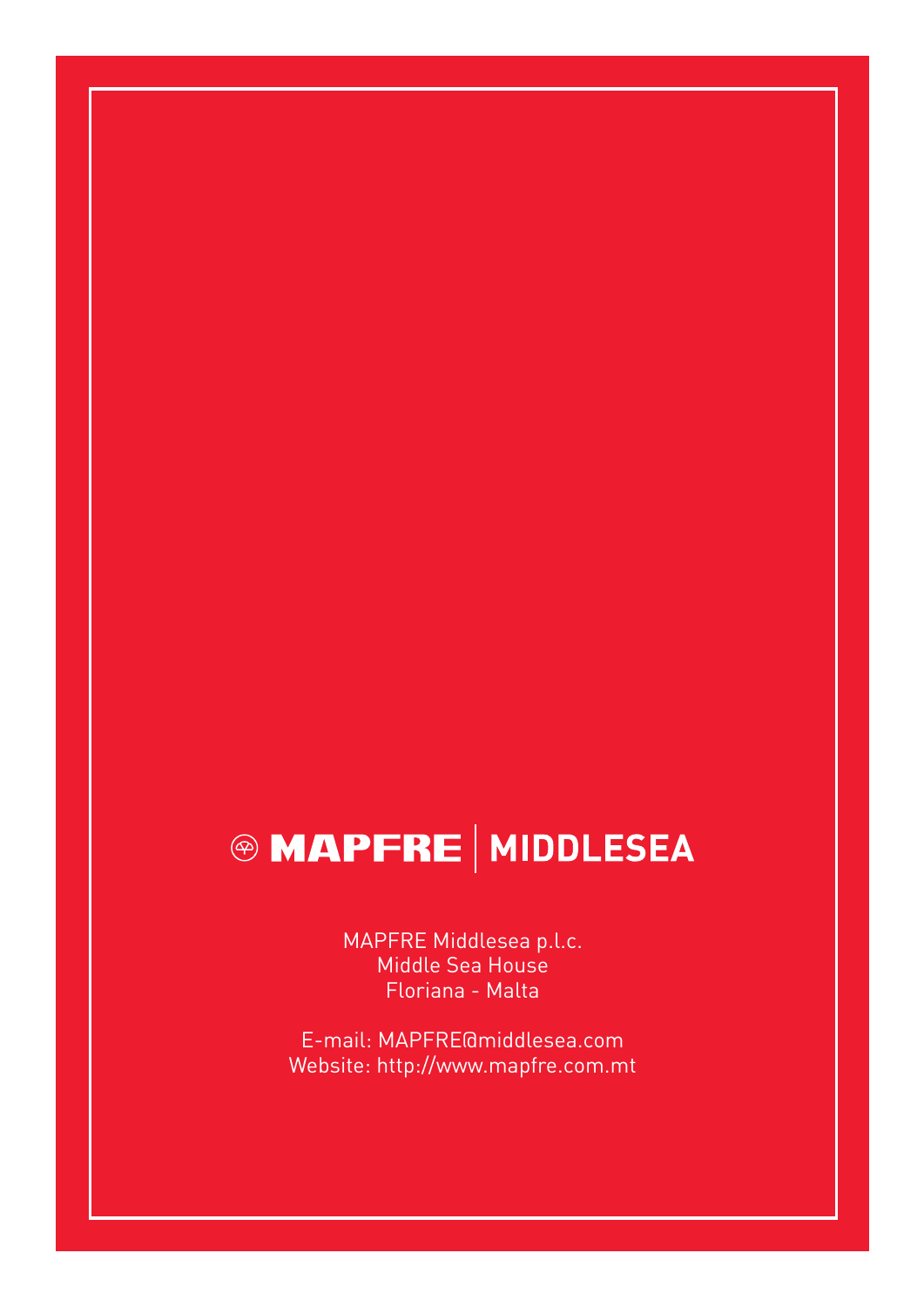MAPFRE | MIDDLESEA

MAPFRE Middlesea p.l.c.
Middle Sea House
Floriana - Malta

E-mail: MAPFRE@middlesea.com
Website: http://www.mapfre.com.mt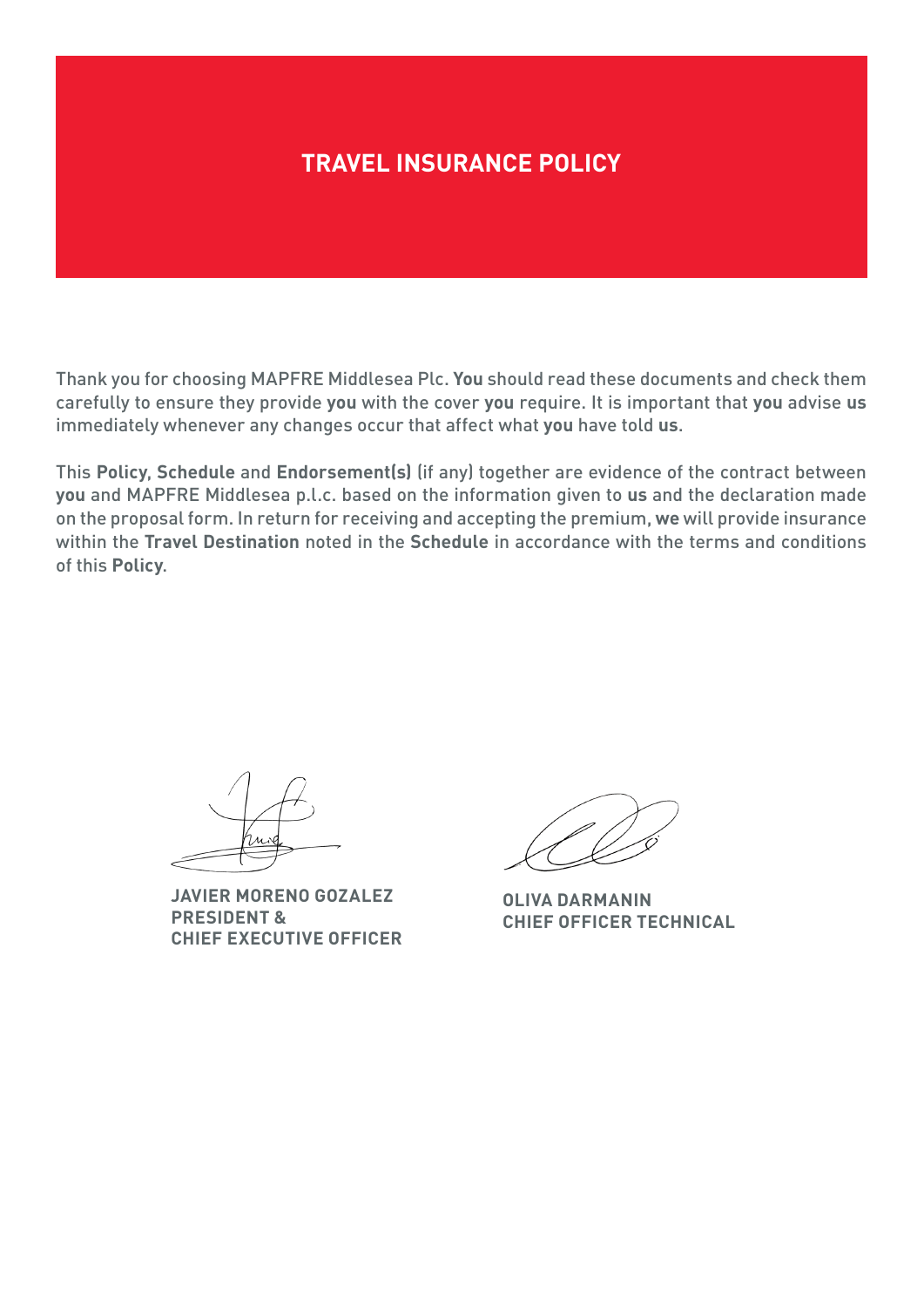# TRAVEL INSURANCE POLICY

Thank you for choosing MAPFRE Middlesea Plc. **You** should read these documents and check them carefully to ensure they provide **you** with the cover **you** require. It is important that **you** advise **us** immediately whenever any changes occur that affect what **you** have told **us**.

This **Policy**, **Schedule** and **Endorsement(s)** (if any) together are evidence of the contract between **you** and MAPFRE Middlesea p.l.c. based on the information given to **us** and the declaration made on the proposal form. In return for receiving and accepting the premium, **we** will provide insurance within the **Travel Destination** noted in the **Schedule** in accordance with the terms and conditions of this **Policy**.

**JAVIER MORENO GOZALEZ**
**PRESIDENT &**
**CHIEF EXECUTIVE OFFICER**

**OLIVA DARMANIN**
**CHIEF OFFICER TECHNICAL**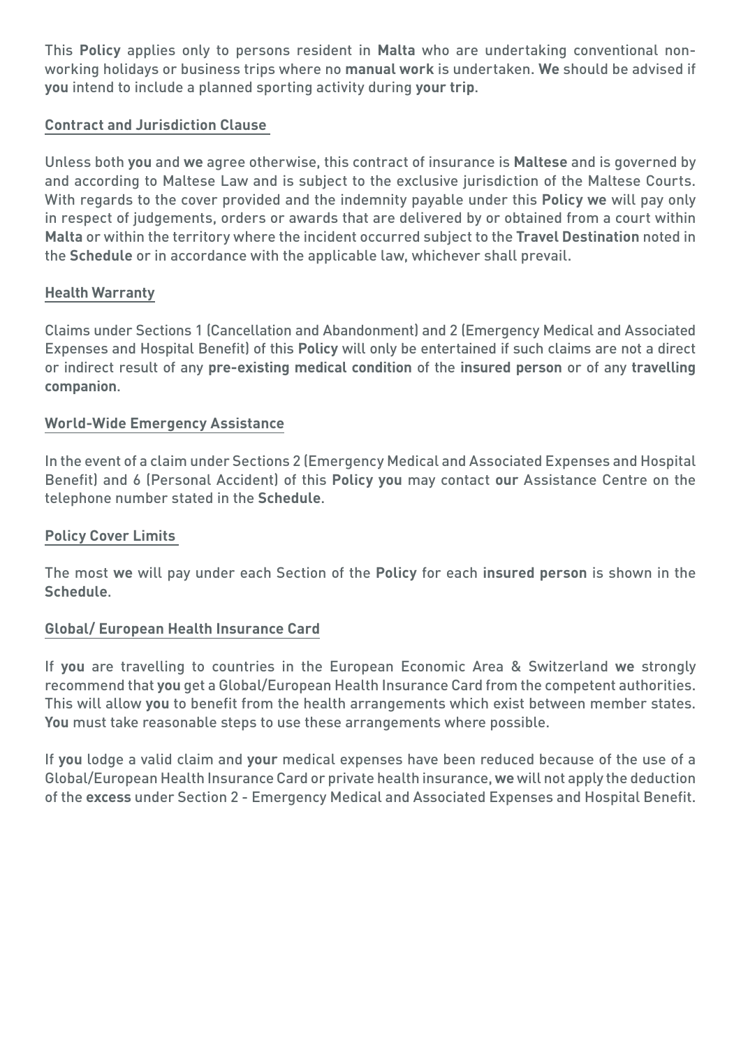This **Policy** applies only to persons resident in **Malta** who are undertaking conventional non-working holidays or business trips where no **manual work** is undertaken. **We** should be advised if **you** intend to include a planned sporting activity during **your trip**.

## Contract and Jurisdiction Clause

Unless both **you** and **we** agree otherwise, this contract of insurance is **Maltese** and is governed by and according to Maltese Law and is subject to the exclusive jurisdiction of the Maltese Courts. With regards to the cover provided and the indemnity payable under this **Policy we** will pay only in respect of judgements, orders or awards that are delivered by or obtained from a court within **Malta** or within the territory where the incident occurred subject to the **Travel Destination** noted in the **Schedule** or in accordance with the applicable law, whichever shall prevail.

## Health Warranty

Claims under Sections 1 (Cancellation and Abandonment) and 2 (Emergency Medical and Associated Expenses and Hospital Benefit) of this **Policy** will only be entertained if such claims are not a direct or indirect result of any **pre-existing medical condition** of the **insured person** or of any **travelling companion**.

## World-Wide Emergency Assistance

In the event of a claim under Sections 2 (Emergency Medical and Associated Expenses and Hospital Benefit) and 6 (Personal Accident) of this **Policy you** may contact **our** Assistance Centre on the telephone number stated in the **Schedule**.

## Policy Cover Limits

The most **we** will pay under each Section of the **Policy** for each **insured person** is shown in the **Schedule**.

## Global/ European Health Insurance Card

If **you** are travelling to countries in the European Economic Area & Switzerland **we** strongly recommend that **you** get a Global/European Health Insurance Card from the competent authorities. This will allow **you** to benefit from the health arrangements which exist between member states. **You** must take reasonable steps to use these arrangements where possible.

If **you** lodge a valid claim and **your** medical expenses have been reduced because of the use of a Global/European Health Insurance Card or private health insurance, **we** will not apply the deduction of the **excess** under Section 2 - Emergency Medical and Associated Expenses and Hospital Benefit.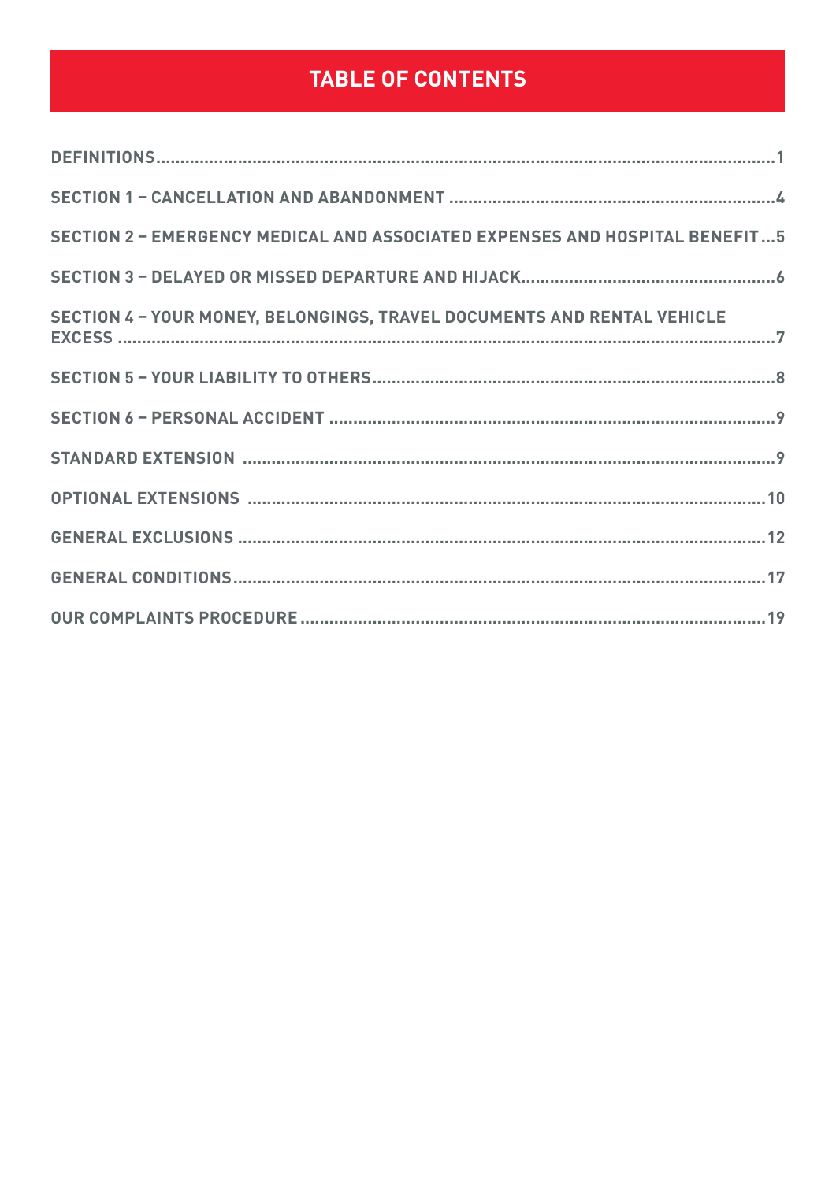# TABLE OF CONTENTS

| | |
|---|---|
| DEFINITIONS | 1 |
| SECTION 1 – CANCELLATION AND ABANDONMENT | 4 |
| SECTION 2 – EMERGENCY MEDICAL AND ASSOCIATED EXPENSES AND HOSPITAL BENEFIT | 5 |
| SECTION 3 – DELAYED OR MISSED DEPARTURE AND HIJACK | 6 |
| SECTION 4 – YOUR MONEY, BELONGINGS, TRAVEL DOCUMENTS AND RENTAL VEHICLE EXCESS | 7 |
| SECTION 5 – YOUR LIABILITY TO OTHERS | 8 |
| SECTION 6 – PERSONAL ACCIDENT | 9 |
| STANDARD EXTENSION | 9 |
| OPTIONAL EXTENSIONS | 10 |
| GENERAL EXCLUSIONS | 12 |
| GENERAL CONDITIONS | 17 |
| OUR COMPLAINTS PROCEDURE | 19 |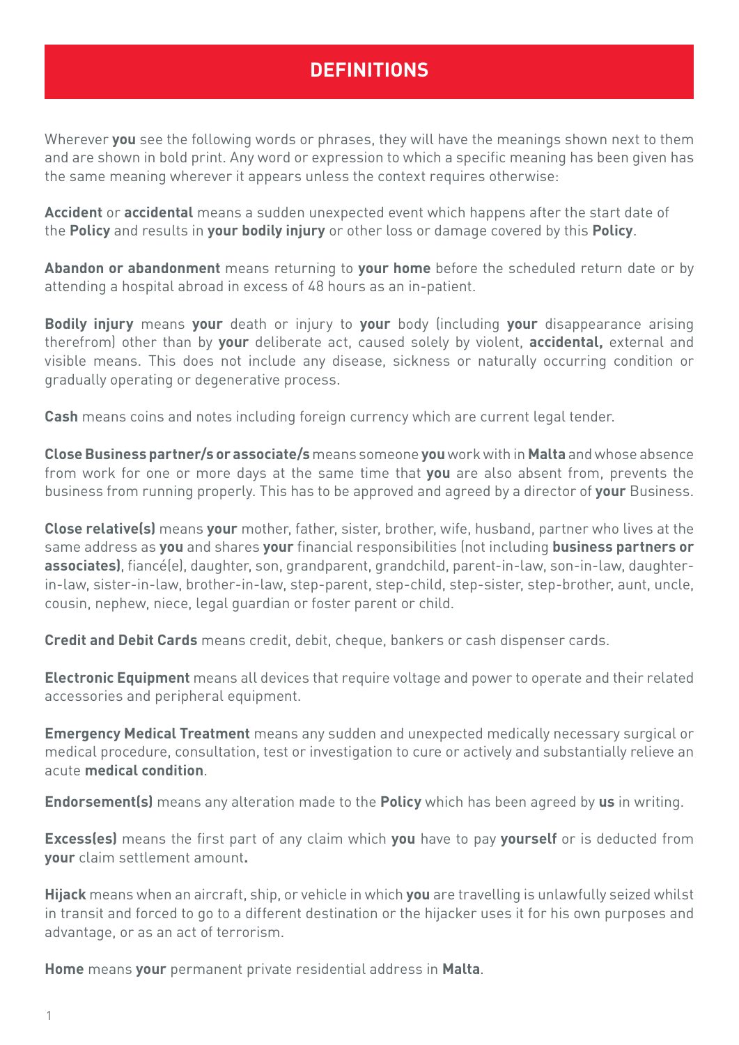# DEFINITIONS

Wherever **you** see the following words or phrases, they will have the meanings shown next to them and are shown in bold print. Any word or expression to which a specific meaning has been given has the same meaning wherever it appears unless the context requires otherwise:

**Accident** or **accidental** means a sudden unexpected event which happens after the start date of the **Policy** and results in **your bodily injury** or other loss or damage covered by this **Policy**.

**Abandon or abandonment** means returning to **your home** before the scheduled return date or by attending a hospital abroad in excess of 48 hours as an in-patient.

**Bodily injury** means **your** death or injury to **your** body (including **your** disappearance arising therefrom) other than by **your** deliberate act, caused solely by violent, **accidental,** external and visible means. This does not include any disease, sickness or naturally occurring condition or gradually operating or degenerative process.

**Cash** means coins and notes including foreign currency which are current legal tender.

**Close Business partner/s or associate/s** means someone **you** work with in **Malta** and whose absence from work for one or more days at the same time that **you** are also absent from, prevents the business from running properly. This has to be approved and agreed by a director of **your** Business.

**Close relative(s)** means **your** mother, father, sister, brother, wife, husband, partner who lives at the same address as **you** and shares **your** financial responsibilities (not including **business partners or associates)**, fiancé(e), daughter, son, grandparent, grandchild, parent-in-law, son-in-law, daughter-in-law, sister-in-law, brother-in-law, step-parent, step-child, step-sister, step-brother, aunt, uncle, cousin, nephew, niece, legal guardian or foster parent or child.

**Credit and Debit Cards** means credit, debit, cheque, bankers or cash dispenser cards.

**Electronic Equipment** means all devices that require voltage and power to operate and their related accessories and peripheral equipment.

**Emergency Medical Treatment** means any sudden and unexpected medically necessary surgical or medical procedure, consultation, test or investigation to cure or actively and substantially relieve an acute **medical condition**.

**Endorsement(s)** means any alteration made to the **Policy** which has been agreed by **us** in writing.

**Excess(es)** means the first part of any claim which **you** have to pay **yourself** or is deducted from **your** claim settlement amount**.**

**Hijack** means when an aircraft, ship, or vehicle in which **you** are travelling is unlawfully seized whilst in transit and forced to go to a different destination or the hijacker uses it for his own purposes and advantage, or as an act of terrorism.

**Home** means **your** permanent private residential address in **Malta**.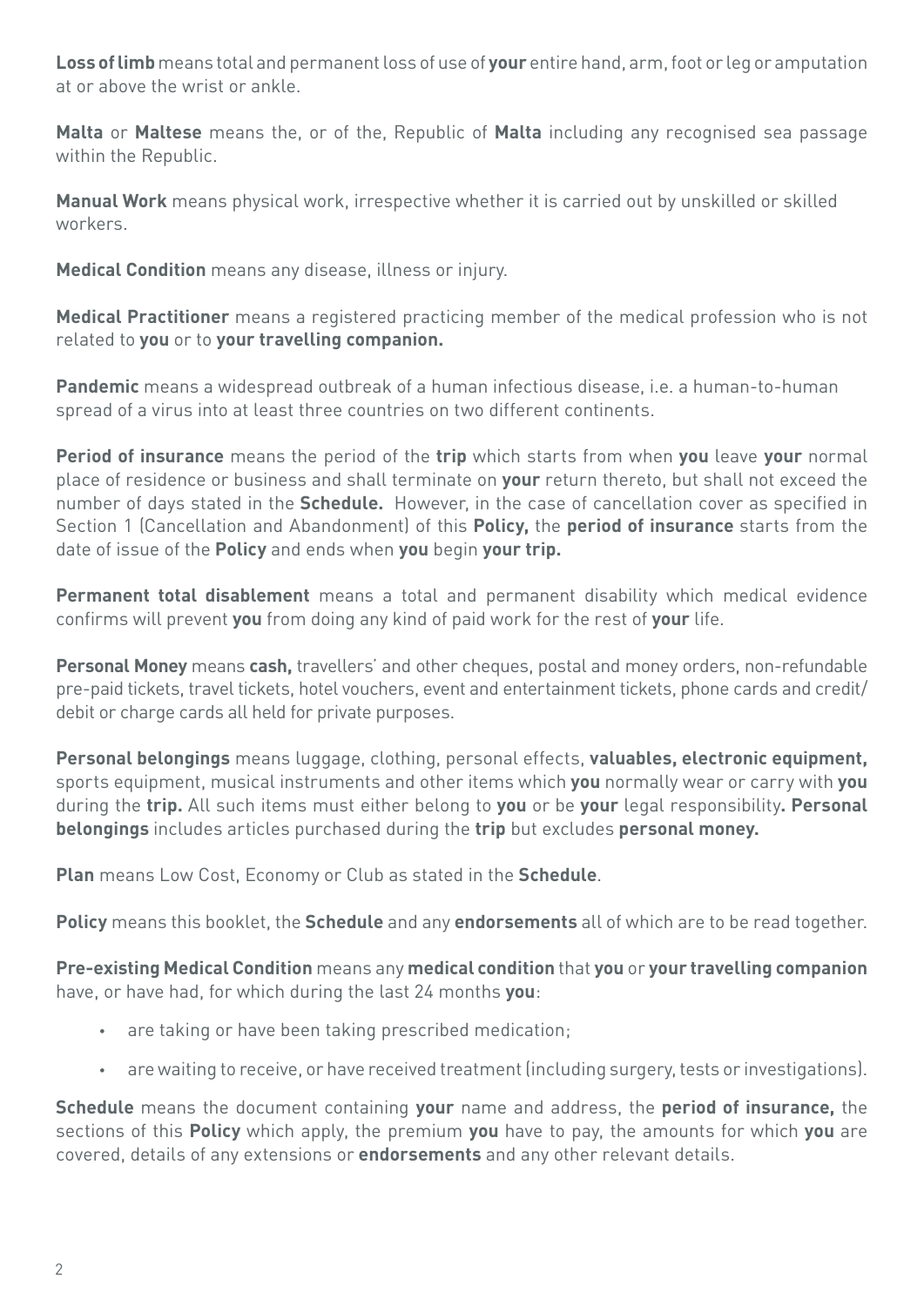**Loss of limb** means total and permanent loss of use of **your** entire hand, arm, foot or leg or amputation at or above the wrist or ankle.

**Malta** or **Maltese** means the, or of the, Republic of **Malta** including any recognised sea passage within the Republic.

**Manual Work** means physical work, irrespective whether it is carried out by unskilled or skilled workers.

**Medical Condition** means any disease, illness or injury.

**Medical Practitioner** means a registered practicing member of the medical profession who is not related to **you** or to **your travelling companion.**

**Pandemic** means a widespread outbreak of a human infectious disease, i.e. a human-to-human spread of a virus into at least three countries on two different continents.

**Period of insurance** means the period of the **trip** which starts from when **you** leave **your** normal place of residence or business and shall terminate on **your** return thereto, but shall not exceed the number of days stated in the **Schedule.** However, in the case of cancellation cover as specified in Section 1 (Cancellation and Abandonment) of this **Policy,** the **period of insurance** starts from the date of issue of the **Policy** and ends when **you** begin **your trip.**

**Permanent total disablement** means a total and permanent disability which medical evidence confirms will prevent **you** from doing any kind of paid work for the rest of **your** life.

**Personal Money** means **cash,** travellers' and other cheques, postal and money orders, non-refundable pre-paid tickets, travel tickets, hotel vouchers, event and entertainment tickets, phone cards and credit/debit or charge cards all held for private purposes.

**Personal belongings** means luggage, clothing, personal effects, **valuables, electronic equipment,** sports equipment, musical instruments and other items which **you** normally wear or carry with **you** during the **trip.** All such items must either belong to **you** or be **your** legal responsibility**. Personal belongings** includes articles purchased during the **trip** but excludes **personal money.**

**Plan** means Low Cost, Economy or Club as stated in the **Schedule**.

**Policy** means this booklet, the **Schedule** and any **endorsements** all of which are to be read together.

**Pre-existing Medical Condition** means any **medical condition** that **you** or **your travelling companion** have, or have had, for which during the last 24 months **you**:

- are taking or have been taking prescribed medication;
- are waiting to receive, or have received treatment (including surgery, tests or investigations).

**Schedule** means the document containing **your** name and address, the **period of insurance,** the sections of this **Policy** which apply, the premium **you** have to pay, the amounts for which **you** are covered, details of any extensions or **endorsements** and any other relevant details.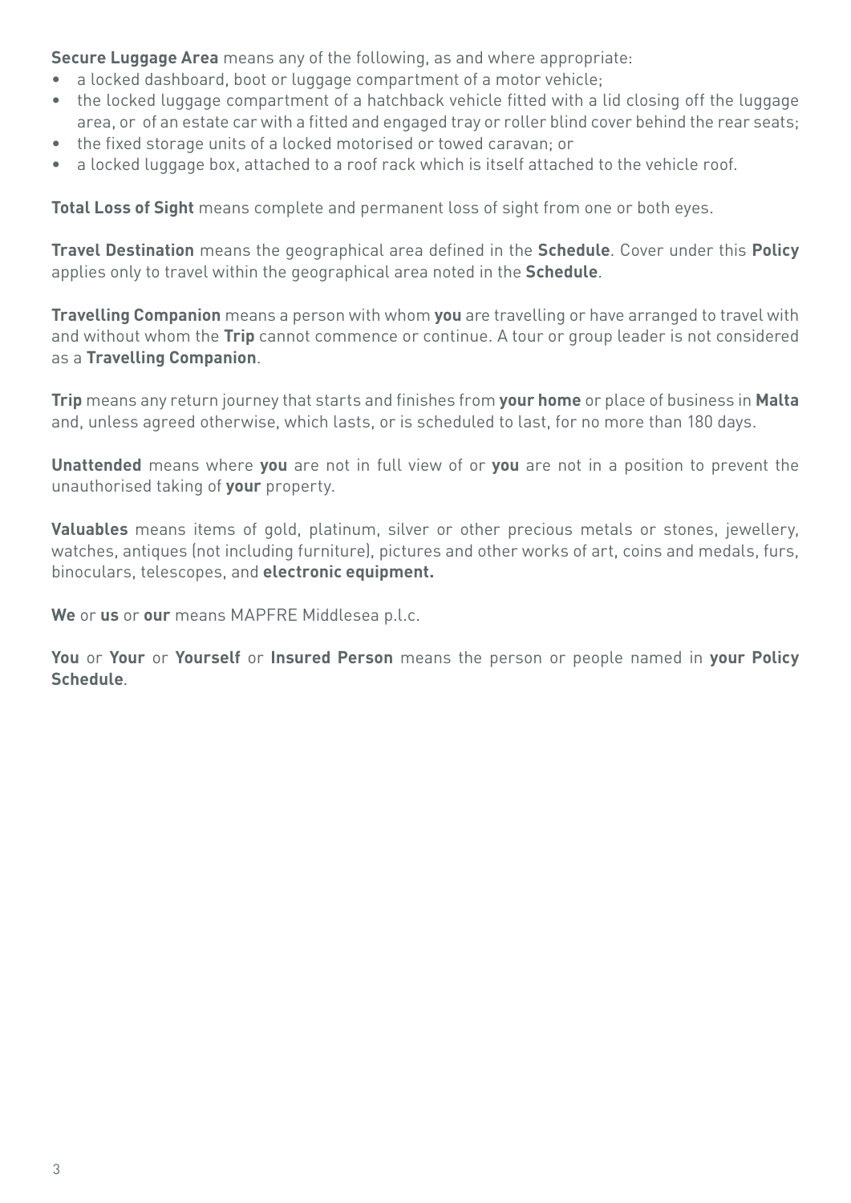**Secure Luggage Area** means any of the following, as and where appropriate:

- a locked dashboard, boot or luggage compartment of a motor vehicle;
- the locked luggage compartment of a hatchback vehicle fitted with a lid closing off the luggage area, or of an estate car with a fitted and engaged tray or roller blind cover behind the rear seats;
- the fixed storage units of a locked motorised or towed caravan; or
- a locked luggage box, attached to a roof rack which is itself attached to the vehicle roof.

**Total Loss of Sight** means complete and permanent loss of sight from one or both eyes.

**Travel Destination** means the geographical area defined in the **Schedule**. Cover under this **Policy** applies only to travel within the geographical area noted in the **Schedule**.

**Travelling Companion** means a person with whom **you** are travelling or have arranged to travel with and without whom the **Trip** cannot commence or continue. A tour or group leader is not considered as a **Travelling Companion**.

**Trip** means any return journey that starts and finishes from **your home** or place of business in **Malta** and, unless agreed otherwise, which lasts, or is scheduled to last, for no more than 180 days.

**Unattended** means where **you** are not in full view of or **you** are not in a position to prevent the unauthorised taking of **your** property.

**Valuables** means items of gold, platinum, silver or other precious metals or stones, jewellery, watches, antiques (not including furniture), pictures and other works of art, coins and medals, furs, binoculars, telescopes, and **electronic equipment.**

**We** or **us** or **our** means MAPFRE Middlesea p.l.c.

**You** or **Your** or **Yourself** or **Insured Person** means the person or people named in **your Policy Schedule**.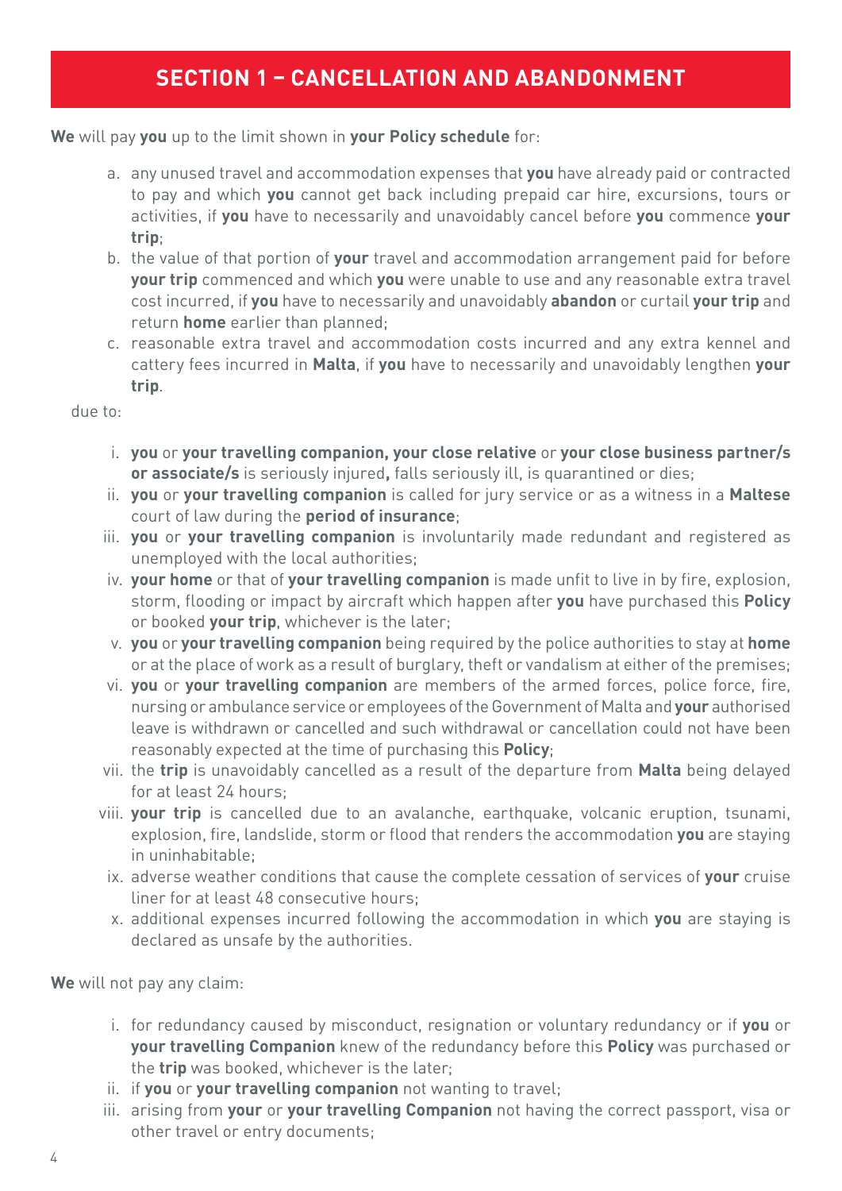## SECTION 1 – CANCELLATION AND ABANDONMENT

**We** will pay **you** up to the limit shown in **your Policy schedule** for:

a. any unused travel and accommodation expenses that **you** have already paid or contracted to pay and which **you** cannot get back including prepaid car hire, excursions, tours or activities, if **you** have to necessarily and unavoidably cancel before **you** commence **your trip**;

b. the value of that portion of **your** travel and accommodation arrangement paid for before **your trip** commenced and which **you** were unable to use and any reasonable extra travel cost incurred, if **you** have to necessarily and unavoidably **abandon** or curtail **your trip** and return **home** earlier than planned;

c. reasonable extra travel and accommodation costs incurred and any extra kennel and cattery fees incurred in **Malta**, if **you** have to necessarily and unavoidably lengthen **your trip**.

due to:

i. **you** or **your travelling companion, your close relative** or **your close business partner/s or associate/s** is seriously injured**,** falls seriously ill, is quarantined or dies;

ii. **you** or **your travelling companion** is called for jury service or as a witness in a **Maltese** court of law during the **period of insurance**;

iii. **you** or **your travelling companion** is involuntarily made redundant and registered as unemployed with the local authorities;

iv. **your home** or that of **your travelling companion** is made unfit to live in by fire, explosion, storm, flooding or impact by aircraft which happen after **you** have purchased this **Policy** or booked **your trip**, whichever is the later;

v. **you** or **your travelling companion** being required by the police authorities to stay at **home** or at the place of work as a result of burglary, theft or vandalism at either of the premises;

vi. **you** or **your travelling companion** are members of the armed forces, police force, fire, nursing or ambulance service or employees of the Government of Malta and **your** authorised leave is withdrawn or cancelled and such withdrawal or cancellation could not have been reasonably expected at the time of purchasing this **Policy**;

vii. the **trip** is unavoidably cancelled as a result of the departure from **Malta** being delayed for at least 24 hours;

viii. **your trip** is cancelled due to an avalanche, earthquake, volcanic eruption, tsunami, explosion, fire, landslide, storm or flood that renders the accommodation **you** are staying in uninhabitable;

ix. adverse weather conditions that cause the complete cessation of services of **your** cruise liner for at least 48 consecutive hours;

x. additional expenses incurred following the accommodation in which **you** are staying is declared as unsafe by the authorities.

**We** will not pay any claim:

i. for redundancy caused by misconduct, resignation or voluntary redundancy or if **you** or **your travelling Companion** knew of the redundancy before this **Policy** was purchased or the **trip** was booked, whichever is the later;

ii. if **you** or **your travelling companion** not wanting to travel;

iii. arising from **your** or **your travelling Companion** not having the correct passport, visa or other travel or entry documents;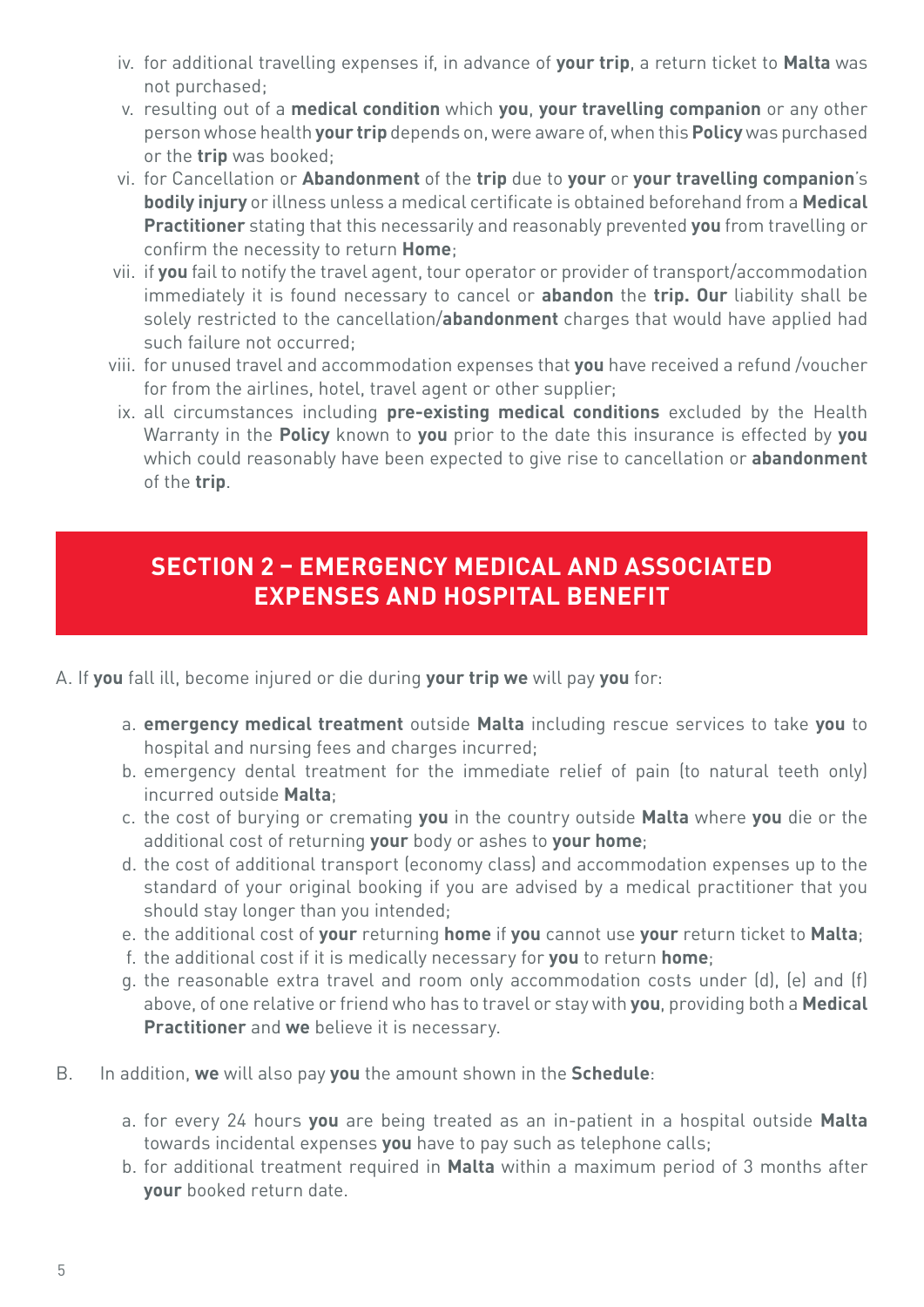iv. for additional travelling expenses if, in advance of **your trip**, a return ticket to **Malta** was not purchased;

v. resulting out of a **medical condition** which **you**, **your travelling companion** or any other person whose health **your trip** depends on, were aware of, when this **Policy** was purchased or the **trip** was booked;

vi. for Cancellation or **Abandonment** of the **trip** due to **your** or **your travelling companion**'s **bodily injury** or illness unless a medical certificate is obtained beforehand from a **Medical Practitioner** stating that this necessarily and reasonably prevented **you** from travelling or confirm the necessity to return **Home**;

vii. if **you** fail to notify the travel agent, tour operator or provider of transport/accommodation immediately it is found necessary to cancel or **abandon** the **trip. Our** liability shall be solely restricted to the cancellation/**abandonment** charges that would have applied had such failure not occurred;

viii. for unused travel and accommodation expenses that **you** have received a refund /voucher for from the airlines, hotel, travel agent or other supplier;

ix. all circumstances including **pre-existing medical conditions** excluded by the Health Warranty in the **Policy** known to **you** prior to the date this insurance is effected by **you** which could reasonably have been expected to give rise to cancellation or **abandonment** of the **trip**.

## SECTION 2 – EMERGENCY MEDICAL AND ASSOCIATED EXPENSES AND HOSPITAL BENEFIT

A. If **you** fall ill, become injured or die during **your trip we** will pay **you** for:

a. **emergency medical treatment** outside **Malta** including rescue services to take **you** to hospital and nursing fees and charges incurred;

b. emergency dental treatment for the immediate relief of pain (to natural teeth only) incurred outside **Malta**;

c. the cost of burying or cremating **you** in the country outside **Malta** where **you** die or the additional cost of returning **your** body or ashes to **your home**;

d. the cost of additional transport (economy class) and accommodation expenses up to the standard of your original booking if you are advised by a medical practitioner that you should stay longer than you intended;

e. the additional cost of **your** returning **home** if **you** cannot use **your** return ticket to **Malta**;

f. the additional cost if it is medically necessary for **you** to return **home**;

g. the reasonable extra travel and room only accommodation costs under (d), (e) and (f) above, of one relative or friend who has to travel or stay with **you**, providing both a **Medical Practitioner** and **we** believe it is necessary.

B. In addition, **we** will also pay **you** the amount shown in the **Schedule**:

a. for every 24 hours **you** are being treated as an in-patient in a hospital outside **Malta** towards incidental expenses **you** have to pay such as telephone calls;

b. for additional treatment required in **Malta** within a maximum period of 3 months after **your** booked return date.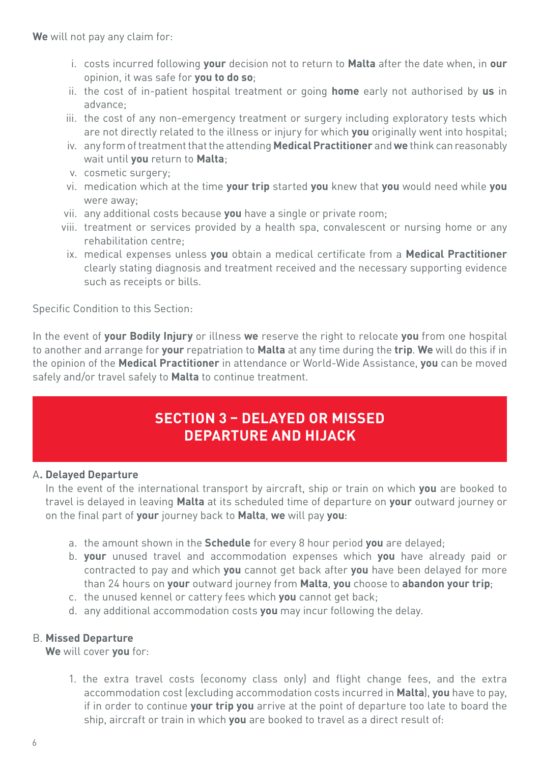**We** will not pay any claim for:

i. costs incurred following **your** decision not to return to **Malta** after the date when, in **our** opinion, it was safe for **you to do so**;
ii. the cost of in-patient hospital treatment or going **home** early not authorised by **us** in advance;
iii. the cost of any non-emergency treatment or surgery including exploratory tests which are not directly related to the illness or injury for which **you** originally went into hospital;
iv. any form of treatment that the attending **Medical Practitioner** and **we** think can reasonably wait until **you** return to **Malta**;
v. cosmetic surgery;
vi. medication which at the time **your trip** started **you** knew that **you** would need while **you** were away;
vii. any additional costs because **you** have a single or private room;
viii. treatment or services provided by a health spa, convalescent or nursing home or any rehabilitation centre;
ix. medical expenses unless **you** obtain a medical certificate from a **Medical Practitioner** clearly stating diagnosis and treatment received and the necessary supporting evidence such as receipts or bills.

Specific Condition to this Section:

In the event of **your Bodily Injury** or illness **we** reserve the right to relocate **you** from one hospital to another and arrange for **your** repatriation to **Malta** at any time during the **trip**. **We** will do this if in the opinion of the **Medical Practitioner** in attendance or World-Wide Assistance, **you** can be moved safely and/or travel safely to **Malta** to continue treatment.

## SECTION 3 – DELAYED OR MISSED DEPARTURE AND HIJACK

### A. Delayed Departure

In the event of the international transport by aircraft, ship or train on which **you** are booked to travel is delayed in leaving **Malta** at its scheduled time of departure on **your** outward journey or on the final part of **your** journey back to **Malta**, **we** will pay **you**:

a. the amount shown in the **Schedule** for every 8 hour period **you** are delayed;
b. **your** unused travel and accommodation expenses which **you** have already paid or contracted to pay and which **you** cannot get back after **you** have been delayed for more than 24 hours on **your** outward journey from **Malta**, **you** choose to **abandon your trip**;
c. the unused kennel or cattery fees which **you** cannot get back;
d. any additional accommodation costs **you** may incur following the delay.

### B. Missed Departure

**We** will cover **you** for:

1. the extra travel costs (economy class only) and flight change fees, and the extra accommodation cost (excluding accommodation costs incurred in **Malta**), **you** have to pay, if in order to continue **your trip you** arrive at the point of departure too late to board the ship, aircraft or train in which **you** are booked to travel as a direct result of: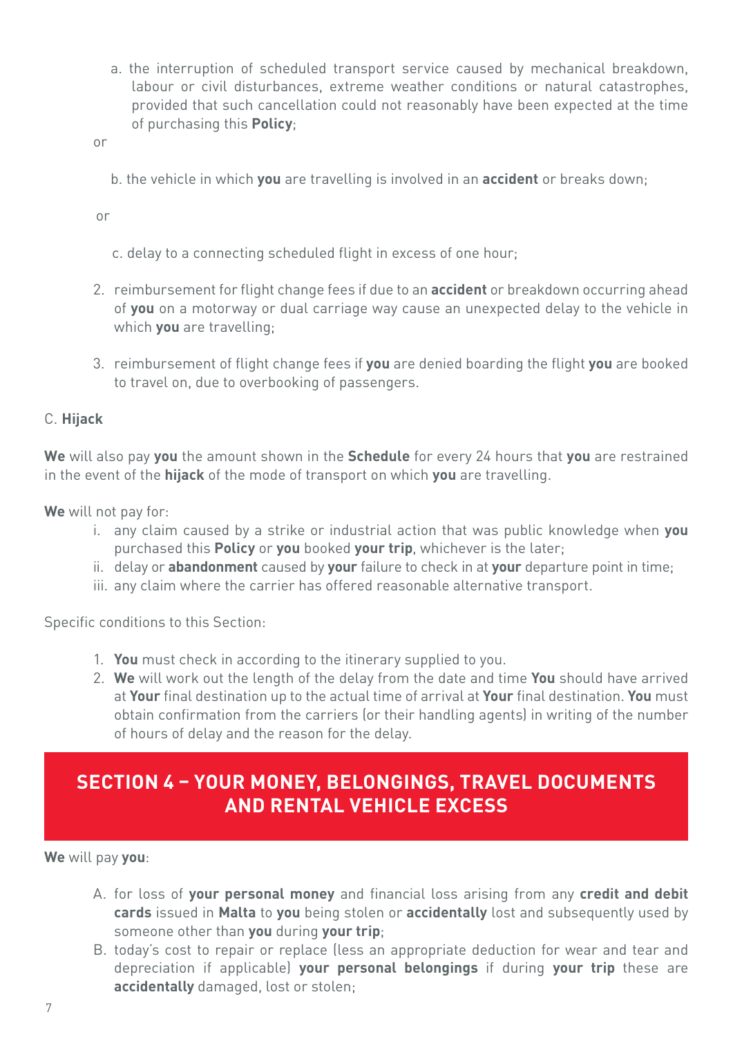a. the interruption of scheduled transport service caused by mechanical breakdown, labour or civil disturbances, extreme weather conditions or natural catastrophes, provided that such cancellation could not reasonably have been expected at the time of purchasing this **Policy**;

or

b. the vehicle in which **you** are travelling is involved in an **accident** or breaks down;

or

c. delay to a connecting scheduled flight in excess of one hour;

2. reimbursement for flight change fees if due to an **accident** or breakdown occurring ahead of **you** on a motorway or dual carriage way cause an unexpected delay to the vehicle in which **you** are travelling;
3. reimbursement of flight change fees if **you** are denied boarding the flight **you** are booked to travel on, due to overbooking of passengers.

C. **Hijack**

**We** will also pay **you** the amount shown in the **Schedule** for every 24 hours that **you** are restrained in the event of the **hijack** of the mode of transport on which **you** are travelling.

**We** will not pay for:

i. any claim caused by a strike or industrial action that was public knowledge when **you** purchased this **Policy** or **you** booked **your trip**, whichever is the later;
ii. delay or **abandonment** caused by **your** failure to check in at **your** departure point in time;
iii. any claim where the carrier has offered reasonable alternative transport.

Specific conditions to this Section:

1. **You** must check in according to the itinerary supplied to you.
2. **We** will work out the length of the delay from the date and time **You** should have arrived at **Your** final destination up to the actual time of arrival at **Your** final destination. **You** must obtain confirmation from the carriers (or their handling agents) in writing of the number of hours of delay and the reason for the delay.

## SECTION 4 – YOUR MONEY, BELONGINGS, TRAVEL DOCUMENTS AND RENTAL VEHICLE EXCESS

**We** will pay **you**:

A. for loss of **your personal money** and financial loss arising from any **credit and debit cards** issued in **Malta** to **you** being stolen or **accidentally** lost and subsequently used by someone other than **you** during **your trip**;
B. today's cost to repair or replace (less an appropriate deduction for wear and tear and depreciation if applicable) **your personal belongings** if during **your trip** these are **accidentally** damaged, lost or stolen;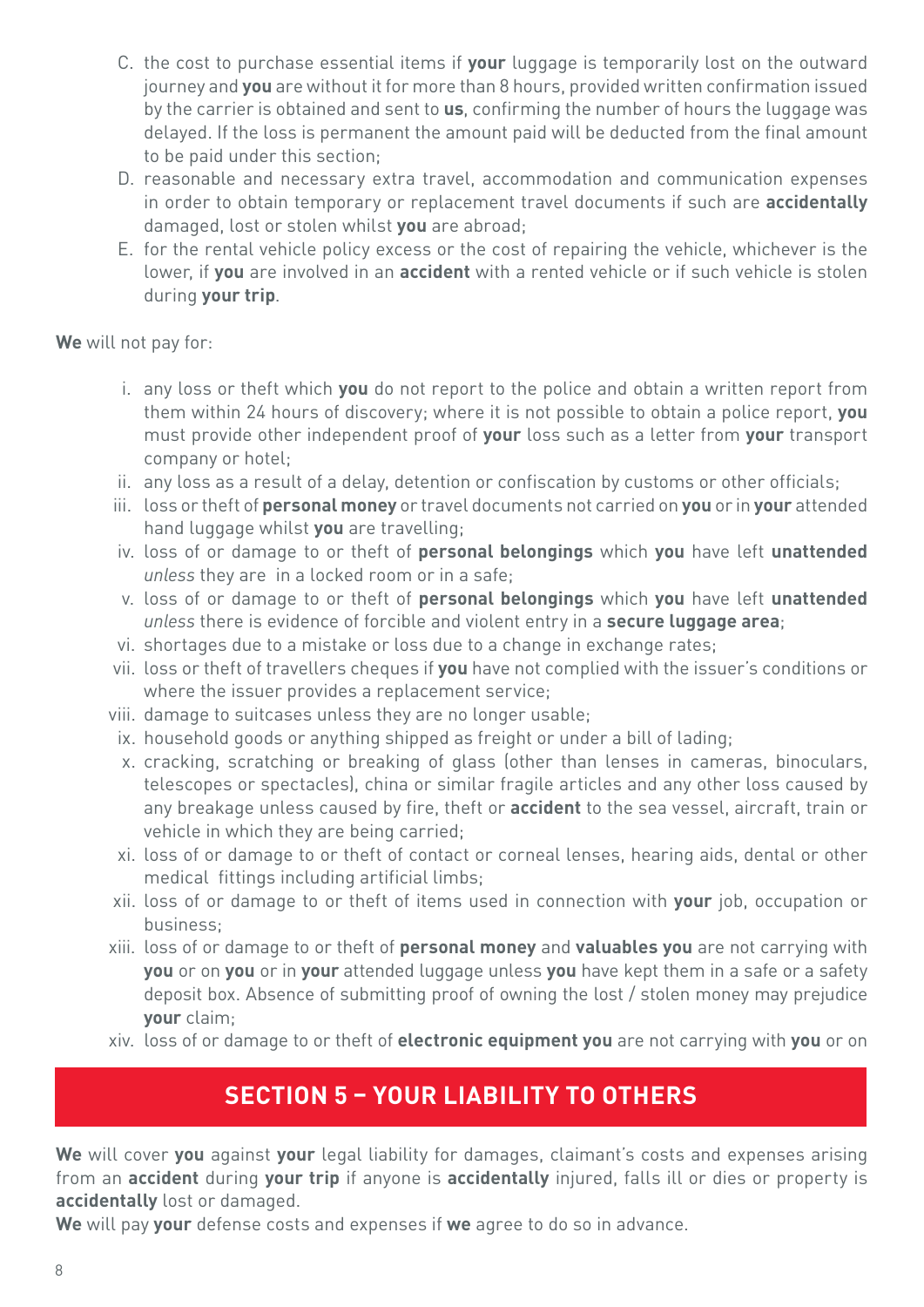C. the cost to purchase essential items if **your** luggage is temporarily lost on the outward journey and **you** are without it for more than 8 hours, provided written confirmation issued by the carrier is obtained and sent to **us**, confirming the number of hours the luggage was delayed. If the loss is permanent the amount paid will be deducted from the final amount to be paid under this section;

D. reasonable and necessary extra travel, accommodation and communication expenses in order to obtain temporary or replacement travel documents if such are **accidentally** damaged, lost or stolen whilst **you** are abroad;

E. for the rental vehicle policy excess or the cost of repairing the vehicle, whichever is the lower, if **you** are involved in an **accident** with a rented vehicle or if such vehicle is stolen during **your trip**.

**We** will not pay for:

i. any loss or theft which **you** do not report to the police and obtain a written report from them within 24 hours of discovery; where it is not possible to obtain a police report, **you** must provide other independent proof of **your** loss such as a letter from **your** transport company or hotel;

ii. any loss as a result of a delay, detention or confiscation by customs or other officials;

iii. loss or theft of **personal money** or travel documents not carried on **you** or in **your** attended hand luggage whilst **you** are travelling;

iv. loss of or damage to or theft of **personal belongings** which **you** have left **unattended** *unless* they are in a locked room or in a safe;

v. loss of or damage to or theft of **personal belongings** which **you** have left **unattended** *unless* there is evidence of forcible and violent entry in a **secure luggage area**;

vi. shortages due to a mistake or loss due to a change in exchange rates;

vii. loss or theft of travellers cheques if **you** have not complied with the issuer's conditions or where the issuer provides a replacement service;

viii. damage to suitcases unless they are no longer usable;

ix. household goods or anything shipped as freight or under a bill of lading;

x. cracking, scratching or breaking of glass (other than lenses in cameras, binoculars, telescopes or spectacles), china or similar fragile articles and any other loss caused by any breakage unless caused by fire, theft or **accident** to the sea vessel, aircraft, train or vehicle in which they are being carried;

xi. loss of or damage to or theft of contact or corneal lenses, hearing aids, dental or other medical fittings including artificial limbs;

xii. loss of or damage to or theft of items used in connection with **your** job, occupation or business;

xiii. loss of or damage to or theft of **personal money** and **valuables you** are not carrying with **you** or on **you** or in **your** attended luggage unless **you** have kept them in a safe or a safety deposit box. Absence of submitting proof of owning the lost / stolen money may prejudice **your** claim;

xiv. loss of or damage to or theft of **electronic equipment you** are not carrying with **you** or on

## SECTION 5 – YOUR LIABILITY TO OTHERS

**We** will cover **you** against **your** legal liability for damages, claimant's costs and expenses arising from an **accident** during **your trip** if anyone is **accidentally** injured, falls ill or dies or property is **accidentally** lost or damaged.

**We** will pay **your** defense costs and expenses if **we** agree to do so in advance.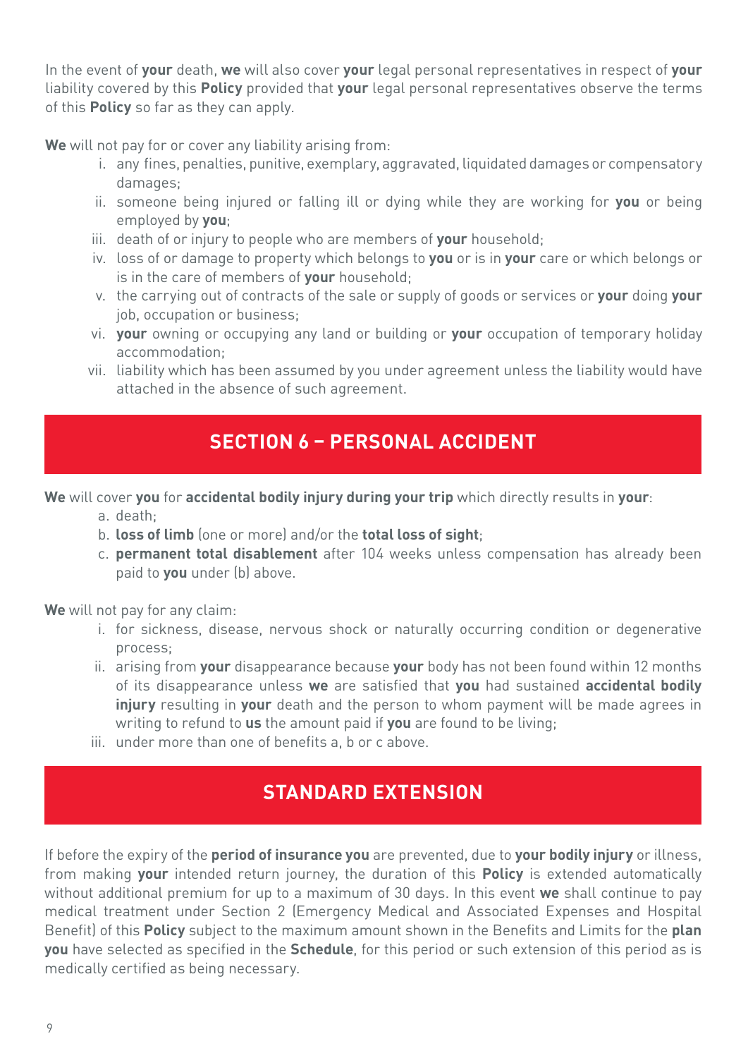In the event of **your** death, **we** will also cover **your** legal personal representatives in respect of **your** liability covered by this **Policy** provided that **your** legal personal representatives observe the terms of this **Policy** so far as they can apply.

**We** will not pay for or cover any liability arising from:

i. any fines, penalties, punitive, exemplary, aggravated, liquidated damages or compensatory damages;
ii. someone being injured or falling ill or dying while they are working for **you** or being employed by **you**;
iii. death of or injury to people who are members of **your** household;
iv. loss of or damage to property which belongs to **you** or is in **your** care or which belongs or is in the care of members of **your** household;
v. the carrying out of contracts of the sale or supply of goods or services or **your** doing **your** job, occupation or business;
vi. **your** owning or occupying any land or building or **your** occupation of temporary holiday accommodation;
vii. liability which has been assumed by you under agreement unless the liability would have attached in the absence of such agreement.

## SECTION 6 – PERSONAL ACCIDENT

**We** will cover **you** for **accidental bodily injury during your trip** which directly results in **your**:

a. death;
b. **loss of limb** (one or more) and/or the **total loss of sight**;
c. **permanent total disablement** after 104 weeks unless compensation has already been paid to **you** under (b) above.

**We** will not pay for any claim:

i. for sickness, disease, nervous shock or naturally occurring condition or degenerative process;
ii. arising from **your** disappearance because **your** body has not been found within 12 months of its disappearance unless **we** are satisfied that **you** had sustained **accidental bodily injury** resulting in **your** death and the person to whom payment will be made agrees in writing to refund to **us** the amount paid if **you** are found to be living;
iii. under more than one of benefits a, b or c above.

## STANDARD EXTENSION

If before the expiry of the **period of insurance you** are prevented, due to **your bodily injury** or illness, from making **your** intended return journey, the duration of this **Policy** is extended automatically without additional premium for up to a maximum of 30 days. In this event **we** shall continue to pay medical treatment under Section 2 (Emergency Medical and Associated Expenses and Hospital Benefit) of this **Policy** subject to the maximum amount shown in the Benefits and Limits for the **plan you** have selected as specified in the **Schedule**, for this period or such extension of this period as is medically certified as being necessary.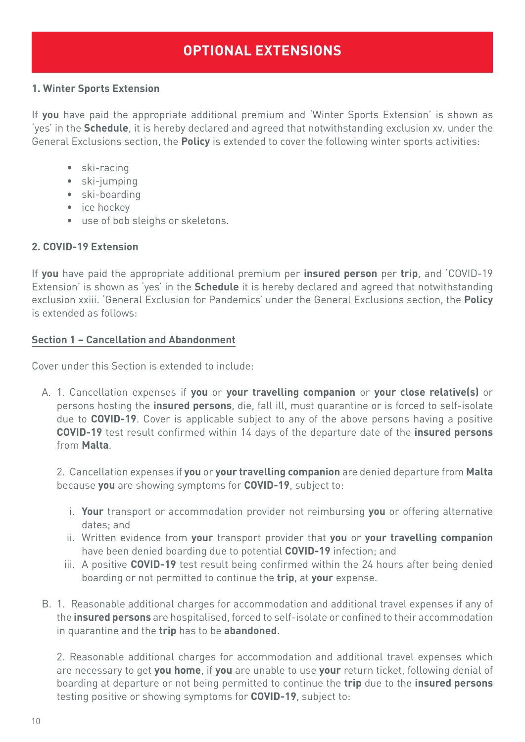# OPTIONAL EXTENSIONS

### 1. Winter Sports Extension

If **you** have paid the appropriate additional premium and 'Winter Sports Extension' is shown as 'yes' in the **Schedule**, it is hereby declared and agreed that notwithstanding exclusion xv. under the General Exclusions section, the **Policy** is extended to cover the following winter sports activities:

- ski-racing
- ski-jumping
- ski-boarding
- ice hockey
- use of bob sleighs or skeletons.

### 2. COVID-19 Extension

If **you** have paid the appropriate additional premium per **insured person** per **trip**, and 'COVID-19 Extension' is shown as 'yes' in the **Schedule** it is hereby declared and agreed that notwithstanding exclusion xxiii. 'General Exclusion for Pandemics' under the General Exclusions section, the **Policy** is extended as follows:

**Section 1 – Cancellation and Abandonment**

Cover under this Section is extended to include:

A. 1. Cancellation expenses if **you** or **your travelling companion** or **your close relative(s)** or persons hosting the **insured persons**, die, fall ill, must quarantine or is forced to self-isolate due to **COVID-19**. Cover is applicable subject to any of the above persons having a positive **COVID-19** test result confirmed within 14 days of the departure date of the **insured persons** from **Malta**.

   2. Cancellation expenses if **you** or **your travelling companion** are denied departure from **Malta** because **you** are showing symptoms for **COVID-19**, subject to:

   i. **Your** transport or accommodation provider not reimbursing **you** or offering alternative dates; and
   ii. Written evidence from **your** transport provider that **you** or **your travelling companion** have been denied boarding due to potential **COVID-19** infection; and
   iii. A positive **COVID-19** test result being confirmed within the 24 hours after being denied boarding or not permitted to continue the **trip**, at **your** expense.

B. 1. Reasonable additional charges for accommodation and additional travel expenses if any of the **insured persons** are hospitalised, forced to self-isolate or confined to their accommodation in quarantine and the **trip** has to be **abandoned**.

   2. Reasonable additional charges for accommodation and additional travel expenses which are necessary to get **you home**, if **you** are unable to use **your** return ticket, following denial of boarding at departure or not being permitted to continue the **trip** due to the **insured persons** testing positive or showing symptoms for **COVID-19**, subject to: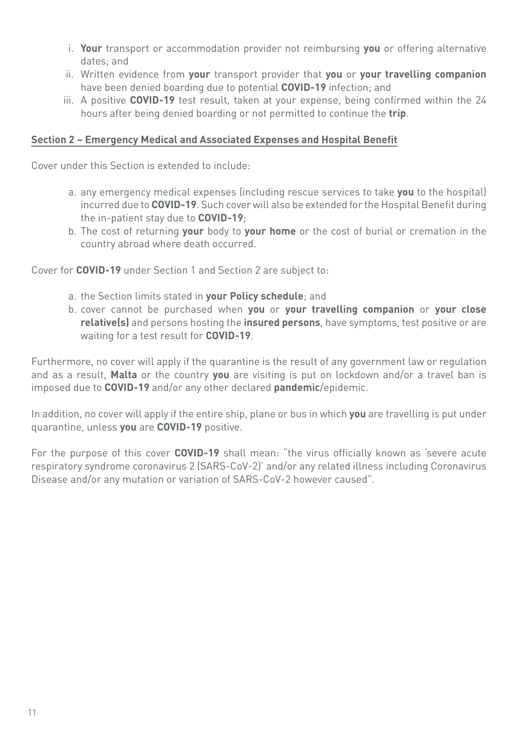i. **Your** transport or accommodation provider not reimbursing **you** or offering alternative dates; and
ii. Written evidence from **your** transport provider that **you** or **your travelling companion** have been denied boarding due to potential **COVID-19** infection; and
iii. A positive **COVID-19** test result, taken at your expense, being confirmed within the 24 hours after being denied boarding or not permitted to continue the **trip**.

## Section 2 – Emergency Medical and Associated Expenses and Hospital Benefit

Cover under this Section is extended to include:

a. any emergency medical expenses (including rescue services to take **you** to the hospital) incurred due to **COVID-19**. Such cover will also be extended for the Hospital Benefit during the in-patient stay due to **COVID-19**;
b. The cost of returning **your** body to **your home** or the cost of burial or cremation in the country abroad where death occurred.

Cover for **COVID-19** under Section 1 and Section 2 are subject to:

a. the Section limits stated in **your Policy schedule**; and
b. cover cannot be purchased when **you** or **your travelling companion** or **your close relative(s)** and persons hosting the **insured persons**, have symptoms, test positive or are waiting for a test result for **COVID-19**.

Furthermore, no cover will apply if the quarantine is the result of any government law or regulation and as a result, **Malta** or the country **you** are visiting is put on lockdown and/or a travel ban is imposed due to **COVID-19** and/or any other declared **pandemic**/epidemic.

In addition, no cover will apply if the entire ship, plane or bus in which **you** are travelling is put under quarantine, unless **you** are **COVID-19** positive.

For the purpose of this cover **COVID-19** shall mean: "the virus officially known as 'severe acute respiratory syndrome coronavirus 2 (SARS-CoV-2)' and/or any related illness including Coronavirus Disease and/or any mutation or variation of SARS-CoV-2 however caused".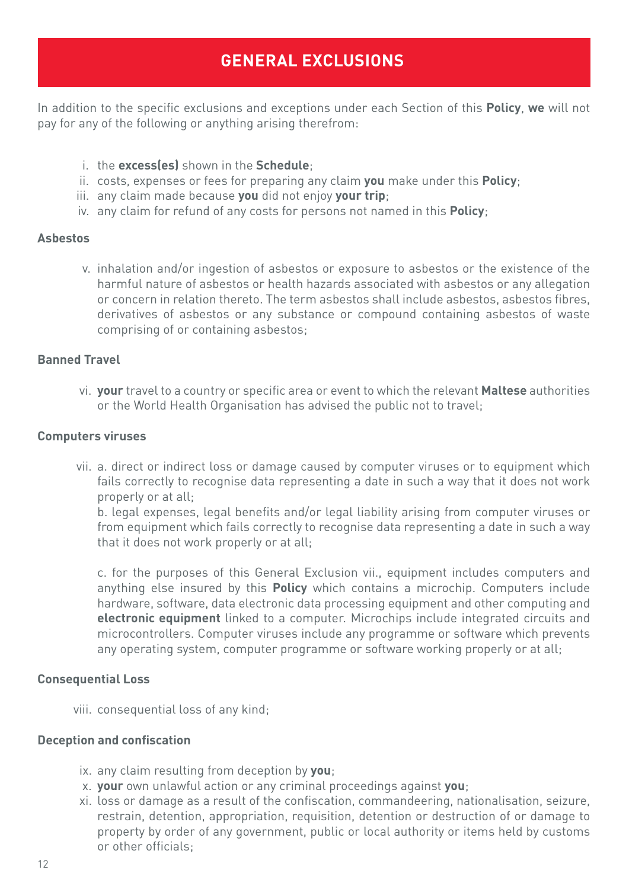# GENERAL EXCLUSIONS

In addition to the specific exclusions and exceptions under each Section of this **Policy**, **we** will not pay for any of the following or anything arising therefrom:

i. the **excess(es)** shown in the **Schedule**;
ii. costs, expenses or fees for preparing any claim **you** make under this **Policy**;
iii. any claim made because **you** did not enjoy **your trip**;
iv. any claim for refund of any costs for persons not named in this **Policy**;

**Asbestos**

v. inhalation and/or ingestion of asbestos or exposure to asbestos or the existence of the harmful nature of asbestos or health hazards associated with asbestos or any allegation or concern in relation thereto. The term asbestos shall include asbestos, asbestos fibres, derivatives of asbestos or any substance or compound containing asbestos of waste comprising of or containing asbestos;

**Banned Travel**

vi. **your** travel to a country or specific area or event to which the relevant **Maltese** authorities or the World Health Organisation has advised the public not to travel;

**Computers viruses**

vii. a. direct or indirect loss or damage caused by computer viruses or to equipment which fails correctly to recognise data representing a date in such a way that it does not work properly or at all;
b. legal expenses, legal benefits and/or legal liability arising from computer viruses or from equipment which fails correctly to recognise data representing a date in such a way that it does not work properly or at all;

c. for the purposes of this General Exclusion vii., equipment includes computers and anything else insured by this **Policy** which contains a microchip. Computers include hardware, software, data electronic data processing equipment and other computing and **electronic equipment** linked to a computer. Microchips include integrated circuits and microcontrollers. Computer viruses include any programme or software which prevents any operating system, computer programme or software working properly or at all;

**Consequential Loss**

viii. consequential loss of any kind;

**Deception and confiscation**

ix. any claim resulting from deception by **you**;
x. **your** own unlawful action or any criminal proceedings against **you**;
xi. loss or damage as a result of the confiscation, commandeering, nationalisation, seizure, restrain, detention, appropriation, requisition, detention or destruction of or damage to property by order of any government, public or local authority or items held by customs or other officials;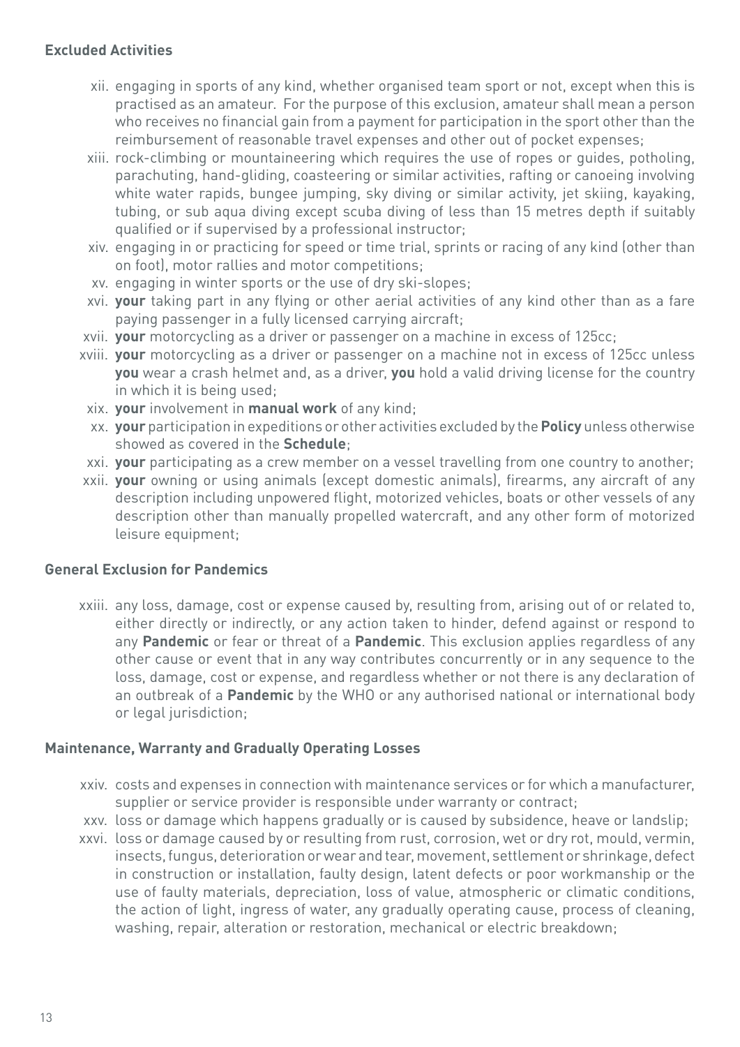### Excluded Activities

xii. engaging in sports of any kind, whether organised team sport or not, except when this is practised as an amateur. For the purpose of this exclusion, amateur shall mean a person who receives no financial gain from a payment for participation in the sport other than the reimbursement of reasonable travel expenses and other out of pocket expenses;

xiii. rock-climbing or mountaineering which requires the use of ropes or guides, potholing, parachuting, hand-gliding, coasteering or similar activities, rafting or canoeing involving white water rapids, bungee jumping, sky diving or similar activity, jet skiing, kayaking, tubing, or sub aqua diving except scuba diving of less than 15 metres depth if suitably qualified or if supervised by a professional instructor;

xiv. engaging in or practicing for speed or time trial, sprints or racing of any kind (other than on foot), motor rallies and motor competitions;

xv. engaging in winter sports or the use of dry ski-slopes;

xvi. **your** taking part in any flying or other aerial activities of any kind other than as a fare paying passenger in a fully licensed carrying aircraft;

xvii. **your** motorcycling as a driver or passenger on a machine in excess of 125cc;

xviii. **your** motorcycling as a driver or passenger on a machine not in excess of 125cc unless **you** wear a crash helmet and, as a driver, **you** hold a valid driving license for the country in which it is being used;

xix. **your** involvement in **manual work** of any kind;

xx. **your** participation in expeditions or other activities excluded by the **Policy** unless otherwise showed as covered in the **Schedule**;

xxi. **your** participating as a crew member on a vessel travelling from one country to another;

xxii. **your** owning or using animals (except domestic animals), firearms, any aircraft of any description including unpowered flight, motorized vehicles, boats or other vessels of any description other than manually propelled watercraft, and any other form of motorized leisure equipment;

### General Exclusion for Pandemics

xxiii. any loss, damage, cost or expense caused by, resulting from, arising out of or related to, either directly or indirectly, or any action taken to hinder, defend against or respond to any **Pandemic** or fear or threat of a **Pandemic**. This exclusion applies regardless of any other cause or event that in any way contributes concurrently or in any sequence to the loss, damage, cost or expense, and regardless whether or not there is any declaration of an outbreak of a **Pandemic** by the WHO or any authorised national or international body or legal jurisdiction;

### Maintenance, Warranty and Gradually Operating Losses

xxiv. costs and expenses in connection with maintenance services or for which a manufacturer, supplier or service provider is responsible under warranty or contract;

xxv. loss or damage which happens gradually or is caused by subsidence, heave or landslip;

xxvi. loss or damage caused by or resulting from rust, corrosion, wet or dry rot, mould, vermin, insects, fungus, deterioration or wear and tear, movement, settlement or shrinkage, defect in construction or installation, faulty design, latent defects or poor workmanship or the use of faulty materials, depreciation, loss of value, atmospheric or climatic conditions, the action of light, ingress of water, any gradually operating cause, process of cleaning, washing, repair, alteration or restoration, mechanical or electric breakdown;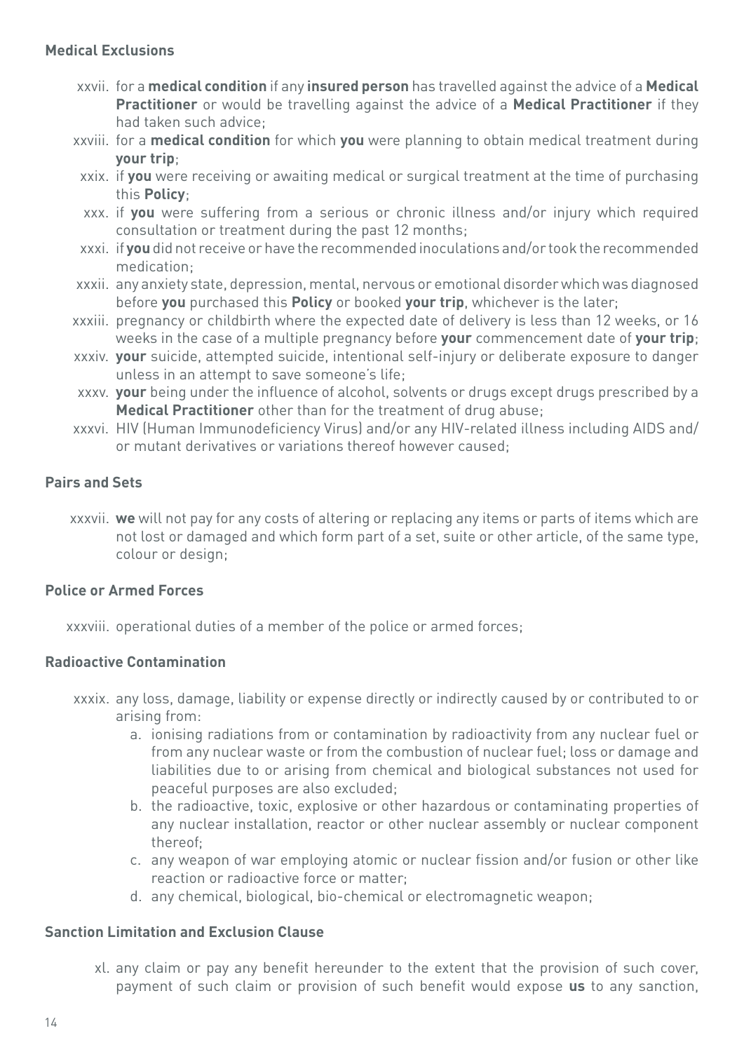### Medical Exclusions

xxvii. for a **medical condition** if any **insured person** has travelled against the advice of a **Medical Practitioner** or would be travelling against the advice of a **Medical Practitioner** if they had taken such advice;

xxviii. for a **medical condition** for which **you** were planning to obtain medical treatment during **your trip**;

xxix. if **you** were receiving or awaiting medical or surgical treatment at the time of purchasing this **Policy**;

xxx. if **you** were suffering from a serious or chronic illness and/or injury which required consultation or treatment during the past 12 months;

xxxi. if **you** did not receive or have the recommended inoculations and/or took the recommended medication;

xxxii. any anxiety state, depression, mental, nervous or emotional disorder which was diagnosed before **you** purchased this **Policy** or booked **your trip**, whichever is the later;

xxxiii. pregnancy or childbirth where the expected date of delivery is less than 12 weeks, or 16 weeks in the case of a multiple pregnancy before **your** commencement date of **your trip**;

xxxiv. **your** suicide, attempted suicide, intentional self-injury or deliberate exposure to danger unless in an attempt to save someone's life;

xxxv. **your** being under the influence of alcohol, solvents or drugs except drugs prescribed by a **Medical Practitioner** other than for the treatment of drug abuse;

xxxvi. HIV (Human Immunodeficiency Virus) and/or any HIV-related illness including AIDS and/or mutant derivatives or variations thereof however caused;

### Pairs and Sets

xxxvii. **we** will not pay for any costs of altering or replacing any items or parts of items which are not lost or damaged and which form part of a set, suite or other article, of the same type, colour or design;

### Police or Armed Forces

xxxviii. operational duties of a member of the police or armed forces;

### Radioactive Contamination

xxxix. any loss, damage, liability or expense directly or indirectly caused by or contributed to or arising from:

a. ionising radiations from or contamination by radioactivity from any nuclear fuel or from any nuclear waste or from the combustion of nuclear fuel; loss or damage and liabilities due to or arising from chemical and biological substances not used for peaceful purposes are also excluded;

b. the radioactive, toxic, explosive or other hazardous or contaminating properties of any nuclear installation, reactor or other nuclear assembly or nuclear component thereof;

c. any weapon of war employing atomic or nuclear fission and/or fusion or other like reaction or radioactive force or matter;

d. any chemical, biological, bio-chemical or electromagnetic weapon;

### Sanction Limitation and Exclusion Clause

xl. any claim or pay any benefit hereunder to the extent that the provision of such cover, payment of such claim or provision of such benefit would expose **us** to any sanction,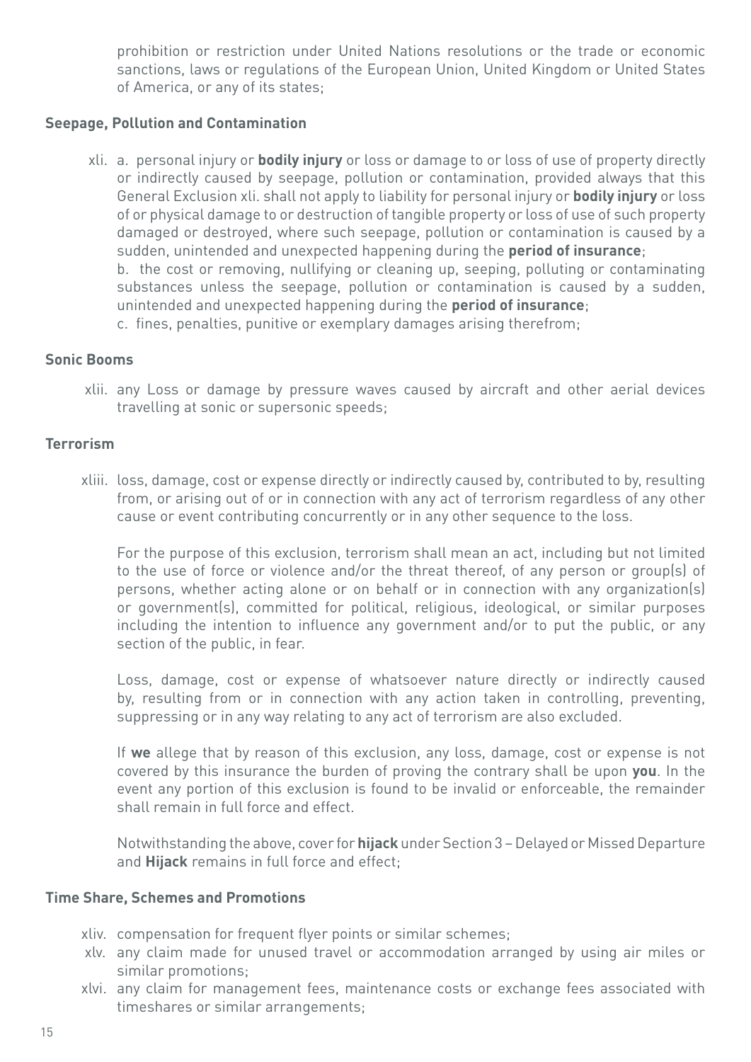prohibition or restriction under United Nations resolutions or the trade or economic sanctions, laws or regulations of the European Union, United Kingdom or United States of America, or any of its states;

**Seepage, Pollution and Contamination**

xli. a. personal injury or **bodily injury** or loss or damage to or loss of use of property directly or indirectly caused by seepage, pollution or contamination, provided always that this General Exclusion xli. shall not apply to liability for personal injury or **bodily injury** or loss of or physical damage to or destruction of tangible property or loss of use of such property damaged or destroyed, where such seepage, pollution or contamination is caused by a sudden, unintended and unexpected happening during the **period of insurance**;
b. the cost or removing, nullifying or cleaning up, seeping, polluting or contaminating substances unless the seepage, pollution or contamination is caused by a sudden, unintended and unexpected happening during the **period of insurance**;
c. fines, penalties, punitive or exemplary damages arising therefrom;

**Sonic Booms**

xlii. any Loss or damage by pressure waves caused by aircraft and other aerial devices travelling at sonic or supersonic speeds;

**Terrorism**

xliii. loss, damage, cost or expense directly or indirectly caused by, contributed to by, resulting from, or arising out of or in connection with any act of terrorism regardless of any other cause or event contributing concurrently or in any other sequence to the loss.

For the purpose of this exclusion, terrorism shall mean an act, including but not limited to the use of force or violence and/or the threat thereof, of any person or group(s) of persons, whether acting alone or on behalf or in connection with any organization(s) or government(s), committed for political, religious, ideological, or similar purposes including the intention to influence any government and/or to put the public, or any section of the public, in fear.

Loss, damage, cost or expense of whatsoever nature directly or indirectly caused by, resulting from or in connection with any action taken in controlling, preventing, suppressing or in any way relating to any act of terrorism are also excluded.

If **we** allege that by reason of this exclusion, any loss, damage, cost or expense is not covered by this insurance the burden of proving the contrary shall be upon **you**. In the event any portion of this exclusion is found to be invalid or enforceable, the remainder shall remain in full force and effect.

Notwithstanding the above, cover for **hijack** under Section 3 – Delayed or Missed Departure and **Hijack** remains in full force and effect;

**Time Share, Schemes and Promotions**

xliv. compensation for frequent flyer points or similar schemes;

xlv. any claim made for unused travel or accommodation arranged by using air miles or similar promotions;

xlvi. any claim for management fees, maintenance costs or exchange fees associated with timeshares or similar arrangements;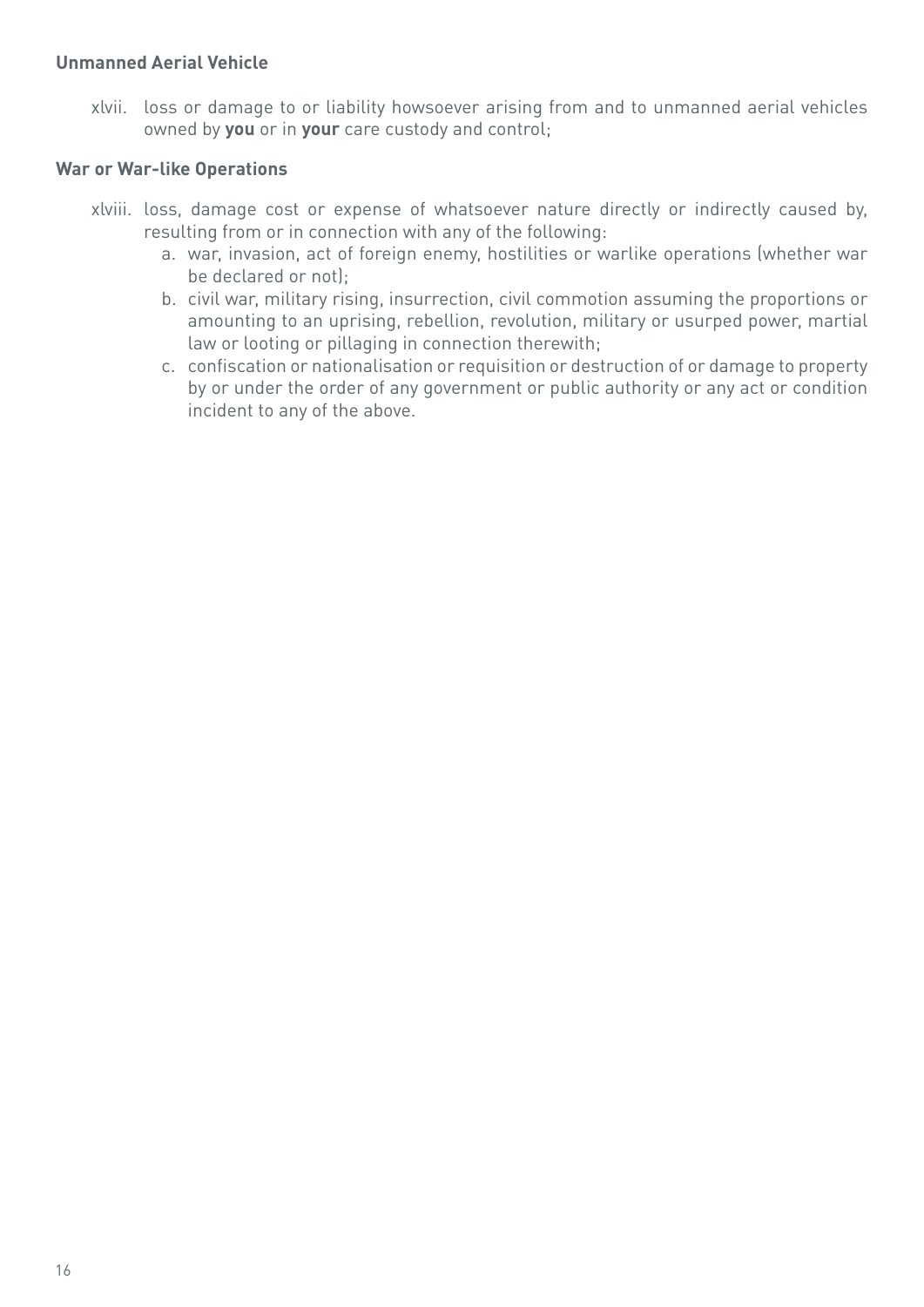**Unmanned Aerial Vehicle**

xlvii. loss or damage to or liability howsoever arising from and to unmanned aerial vehicles owned by **you** or in **your** care custody and control;

**War or War-like Operations**

xlviii. loss, damage cost or expense of whatsoever nature directly or indirectly caused by, resulting from or in connection with any of the following:

a. war, invasion, act of foreign enemy, hostilities or warlike operations (whether war be declared or not);
b. civil war, military rising, insurrection, civil commotion assuming the proportions or amounting to an uprising, rebellion, revolution, military or usurped power, martial law or looting or pillaging in connection therewith;
c. confiscation or nationalisation or requisition or destruction of or damage to property by or under the order of any government or public authority or any act or condition incident to any of the above.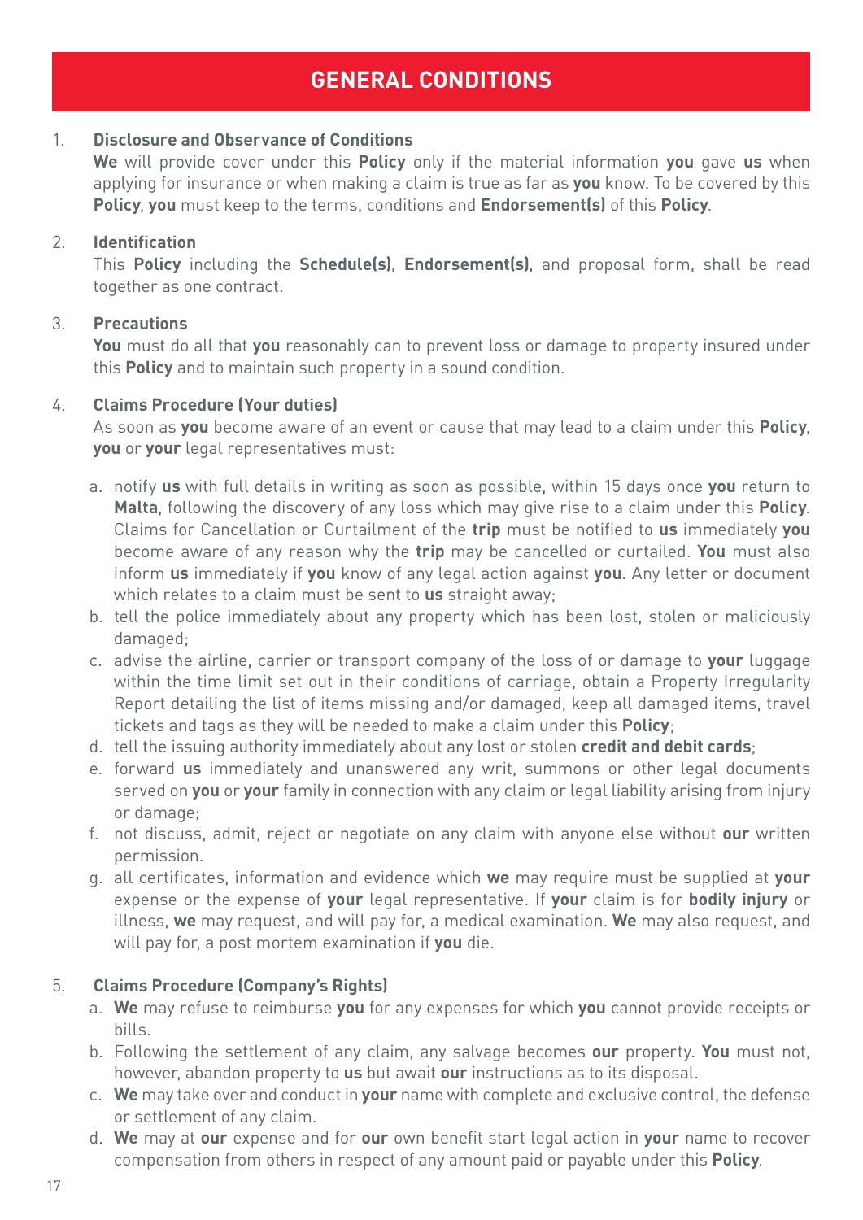# GENERAL CONDITIONS

1. **Disclosure and Observance of Conditions**

   **We** will provide cover under this **Policy** only if the material information **you** gave **us** when applying for insurance or when making a claim is true as far as **you** know. To be covered by this **Policy**, **you** must keep to the terms, conditions and **Endorsement(s)** of this **Policy**.

2. **Identification**

   This **Policy** including the **Schedule(s)**, **Endorsement(s)**, and proposal form, shall be read together as one contract.

3. **Precautions**

   **You** must do all that **you** reasonably can to prevent loss or damage to property insured under this **Policy** and to maintain such property in a sound condition.

4. **Claims Procedure (Your duties)**

   As soon as **you** become aware of an event or cause that may lead to a claim under this **Policy**, **you** or **your** legal representatives must:

   a. notify **us** with full details in writing as soon as possible, within 15 days once **you** return to **Malta**, following the discovery of any loss which may give rise to a claim under this **Policy**. Claims for Cancellation or Curtailment of the **trip** must be notified to **us** immediately **you** become aware of any reason why the **trip** may be cancelled or curtailed. **You** must also inform **us** immediately if **you** know of any legal action against **you**. Any letter or document which relates to a claim must be sent to **us** straight away;
   b. tell the police immediately about any property which has been lost, stolen or maliciously damaged;
   c. advise the airline, carrier or transport company of the loss of or damage to **your** luggage within the time limit set out in their conditions of carriage, obtain a Property Irregularity Report detailing the list of items missing and/or damaged, keep all damaged items, travel tickets and tags as they will be needed to make a claim under this **Policy**;
   d. tell the issuing authority immediately about any lost or stolen **credit and debit cards**;
   e. forward **us** immediately and unanswered any writ, summons or other legal documents served on **you** or **your** family in connection with any claim or legal liability arising from injury or damage;
   f. not discuss, admit, reject or negotiate on any claim with anyone else without **our** written permission.
   g. all certificates, information and evidence which **we** may require must be supplied at **your** expense or the expense of **your** legal representative. If **your** claim is for **bodily injury** or illness, **we** may request, and will pay for, a medical examination. **We** may also request, and will pay for, a post mortem examination if **you** die.

5. **Claims Procedure (Company's Rights)**

   a. **We** may refuse to reimburse **you** for any expenses for which **you** cannot provide receipts or bills.
   b. Following the settlement of any claim, any salvage becomes **our** property. **You** must not, however, abandon property to **us** but await **our** instructions as to its disposal.
   c. **We** may take over and conduct in **your** name with complete and exclusive control, the defense or settlement of any claim.
   d. **We** may at **our** expense and for **our** own benefit start legal action in **your** name to recover compensation from others in respect of any amount paid or payable under this **Policy**.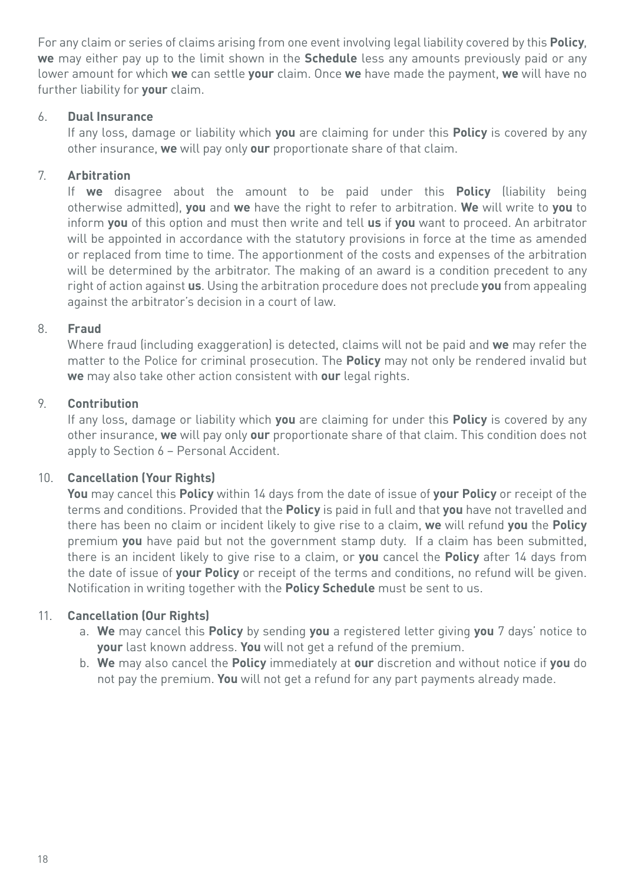For any claim or series of claims arising from one event involving legal liability covered by this **Policy**, **we** may either pay up to the limit shown in the **Schedule** less any amounts previously paid or any lower amount for which **we** can settle **your** claim. Once **we** have made the payment, **we** will have no further liability for **your** claim.

6. **Dual Insurance**

   If any loss, damage or liability which **you** are claiming for under this **Policy** is covered by any other insurance, **we** will pay only **our** proportionate share of that claim.

7. **Arbitration**

   If **we** disagree about the amount to be paid under this **Policy** (liability being otherwise admitted), **you** and **we** have the right to refer to arbitration. **We** will write to **you** to inform **you** of this option and must then write and tell **us** if **you** want to proceed. An arbitrator will be appointed in accordance with the statutory provisions in force at the time as amended or replaced from time to time. The apportionment of the costs and expenses of the arbitration will be determined by the arbitrator. The making of an award is a condition precedent to any right of action against **us**. Using the arbitration procedure does not preclude **you** from appealing against the arbitrator's decision in a court of law.

8. **Fraud**

   Where fraud (including exaggeration) is detected, claims will not be paid and **we** may refer the matter to the Police for criminal prosecution. The **Policy** may not only be rendered invalid but **we** may also take other action consistent with **our** legal rights.

9. **Contribution**

   If any loss, damage or liability which **you** are claiming for under this **Policy** is covered by any other insurance, **we** will pay only **our** proportionate share of that claim. This condition does not apply to Section 6 – Personal Accident.

10. **Cancellation (Your Rights)**

    **You** may cancel this **Policy** within 14 days from the date of issue of **your Policy** or receipt of the terms and conditions. Provided that the **Policy** is paid in full and that **you** have not travelled and there has been no claim or incident likely to give rise to a claim, **we** will refund **you** the **Policy** premium **you** have paid but not the government stamp duty. If a claim has been submitted, there is an incident likely to give rise to a claim, or **you** cancel the **Policy** after 14 days from the date of issue of **your Policy** or receipt of the terms and conditions, no refund will be given. Notification in writing together with the **Policy Schedule** must be sent to us.

11. **Cancellation (Our Rights)**

    a. **We** may cancel this **Policy** by sending **you** a registered letter giving **you** 7 days' notice to **your** last known address. **You** will not get a refund of the premium.
    b. **We** may also cancel the **Policy** immediately at **our** discretion and without notice if **you** do not pay the premium. **You** will not get a refund for any part payments already made.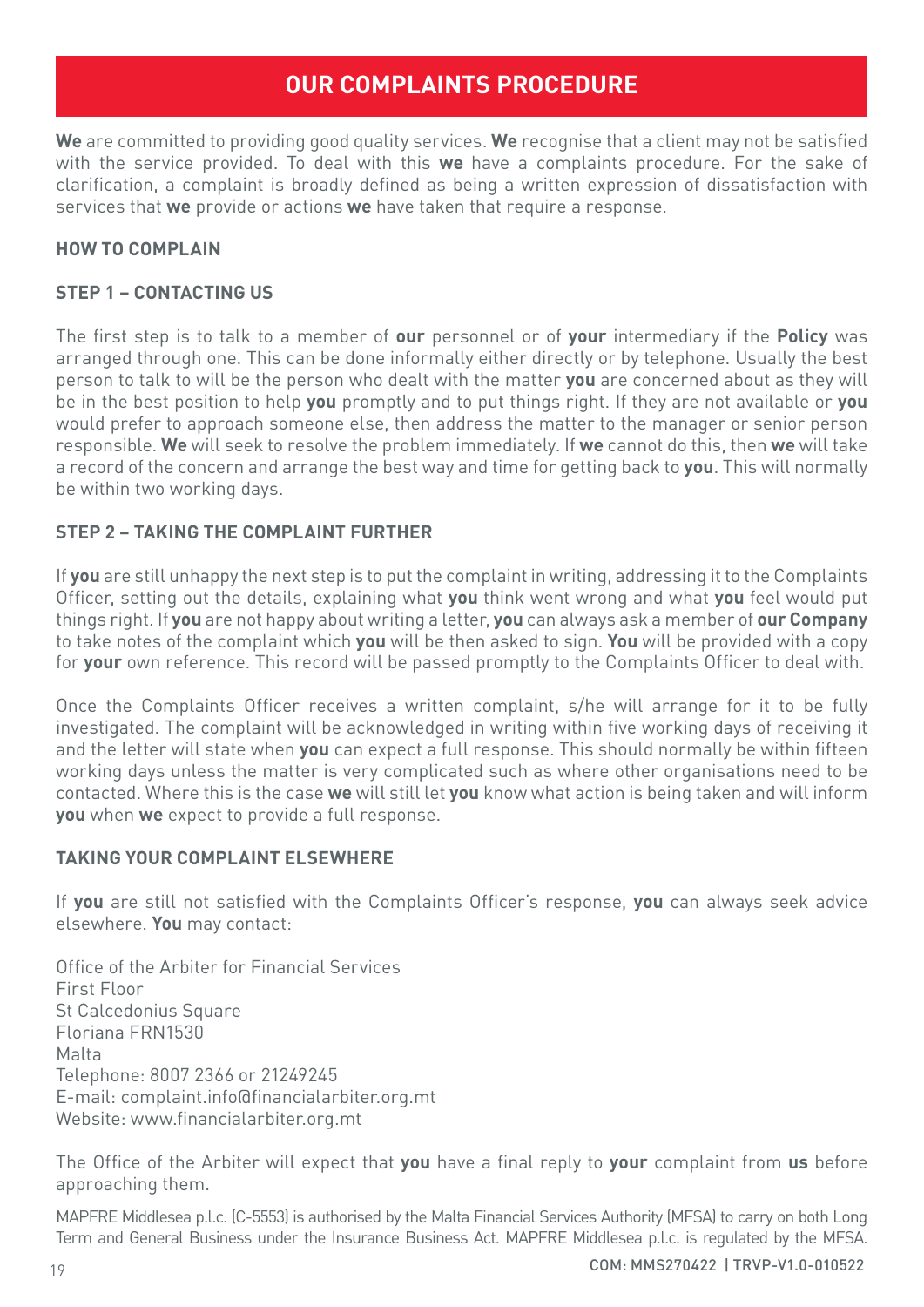# OUR COMPLAINTS PROCEDURE

**We** are committed to providing good quality services. **We** recognise that a client may not be satisfied with the service provided. To deal with this **we** have a complaints procedure. For the sake of clarification, a complaint is broadly defined as being a written expression of dissatisfaction with services that **we** provide or actions **we** have taken that require a response.

## HOW TO COMPLAIN

### STEP 1 – CONTACTING US

The first step is to talk to a member of **our** personnel or of **your** intermediary if the **Policy** was arranged through one. This can be done informally either directly or by telephone. Usually the best person to talk to will be the person who dealt with the matter **you** are concerned about as they will be in the best position to help **you** promptly and to put things right. If they are not available or **you** would prefer to approach someone else, then address the matter to the manager or senior person responsible. **We** will seek to resolve the problem immediately. If **we** cannot do this, then **we** will take a record of the concern and arrange the best way and time for getting back to **you**. This will normally be within two working days.

### STEP 2 – TAKING THE COMPLAINT FURTHER

If **you** are still unhappy the next step is to put the complaint in writing, addressing it to the Complaints Officer, setting out the details, explaining what **you** think went wrong and what **you** feel would put things right. If **you** are not happy about writing a letter, **you** can always ask a member of **our Company** to take notes of the complaint which **you** will be then asked to sign. **You** will be provided with a copy for **your** own reference. This record will be passed promptly to the Complaints Officer to deal with.

Once the Complaints Officer receives a written complaint, s/he will arrange for it to be fully investigated. The complaint will be acknowledged in writing within five working days of receiving it and the letter will state when **you** can expect a full response. This should normally be within fifteen working days unless the matter is very complicated such as where other organisations need to be contacted. Where this is the case **we** will still let **you** know what action is being taken and will inform **you** when **we** expect to provide a full response.

## TAKING YOUR COMPLAINT ELSEWHERE

If **you** are still not satisfied with the Complaints Officer's response, **you** can always seek advice elsewhere. **You** may contact:

Office of the Arbiter for Financial Services
First Floor
St Calcedonius Square
Floriana FRN1530
Malta
Telephone: 8007 2366 or 21249245
E-mail: complaint.info@financialarbiter.org.mt
Website: www.financialarbiter.org.mt

The Office of the Arbiter will expect that **you** have a final reply to **your** complaint from **us** before approaching them.

MAPFRE Middlesea p.l.c. (C-5553) is authorised by the Malta Financial Services Authority (MFSA) to carry on both Long Term and General Business under the Insurance Business Act. MAPFRE Middlesea p.l.c. is regulated by the MFSA.

COM: MMS270422 | TRVP-V1.0-010522